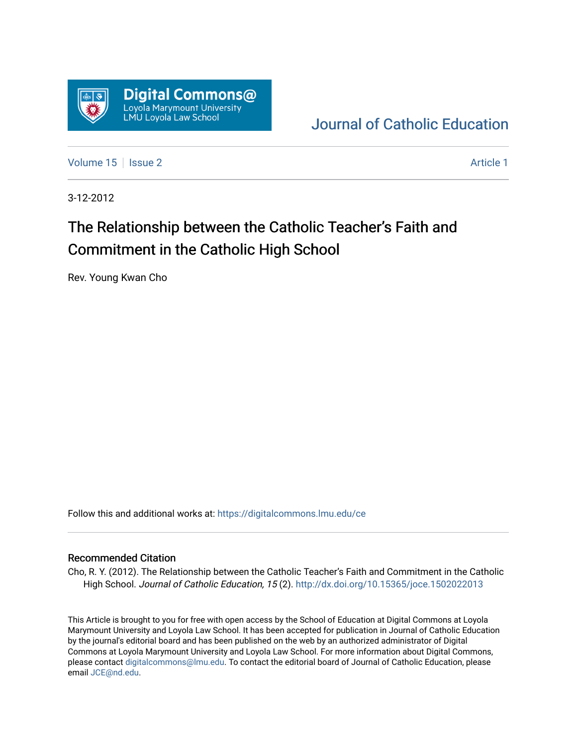Digital Commons@
Loyola Marymount University
LMU Loyola Law School

Journal of Catholic Education

Volume 15 | Issue 2 | Article 1

3-12-2012

# The Relationship between the Catholic Teacher's Faith and Commitment in the Catholic High School

Rev. Young Kwan Cho

Follow this and additional works at: https://digitalcommons.lmu.edu/ce

## Recommended Citation

Cho, R. Y. (2012). The Relationship between the Catholic Teacher's Faith and Commitment in the Catholic High School. *Journal of Catholic Education, 15* (2). http://dx.doi.org/10.15365/joce.1502022013

This Article is brought to you for free with open access by the School of Education at Digital Commons at Loyola Marymount University and Loyola Law School. It has been accepted for publication in Journal of Catholic Education by the journal's editorial board and has been published on the web by an authorized administrator of Digital Commons at Loyola Marymount University and Loyola Law School. For more information about Digital Commons, please contact digitalcommons@lmu.edu. To contact the editorial board of Journal of Catholic Education, please email JCE@nd.edu.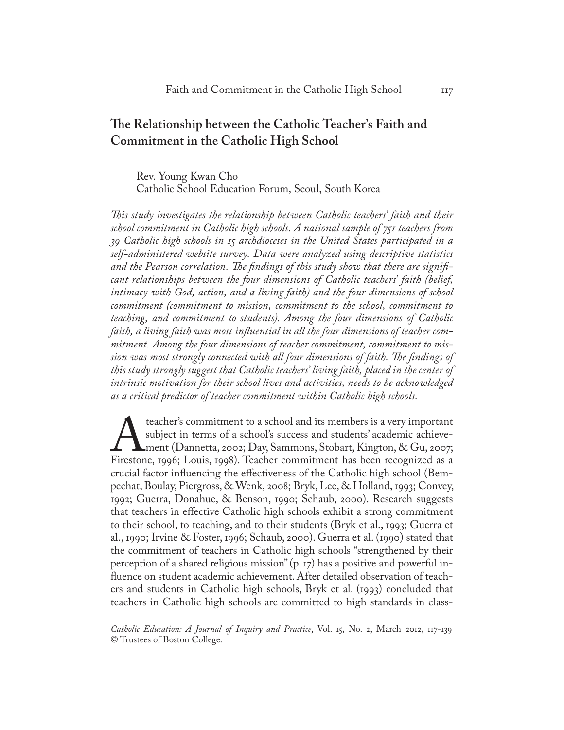# The Relationship between the Catholic Teacher's Faith and Commitment in the Catholic High School

Rev. Young Kwan Cho
Catholic School Education Forum, Seoul, South Korea

*This study investigates the relationship between Catholic teachers' faith and their school commitment in Catholic high schools. A national sample of 751 teachers from 39 Catholic high schools in 15 archdioceses in the United States participated in a self-administered website survey. Data were analyzed using descriptive statistics and the Pearson correlation. The findings of this study show that there are significant relationships between the four dimensions of Catholic teachers' faith (belief, intimacy with God, action, and a living faith) and the four dimensions of school commitment (commitment to mission, commitment to the school, commitment to teaching, and commitment to students). Among the four dimensions of Catholic faith, a living faith was most influential in all the four dimensions of teacher commitment. Among the four dimensions of teacher commitment, commitment to mission was most strongly connected with all four dimensions of faith. The findings of this study strongly suggest that Catholic teachers' living faith, placed in the center of intrinsic motivation for their school lives and activities, needs to be acknowledged as a critical predictor of teacher commitment within Catholic high schools.*

A teacher's commitment to a school and its members is a very important subject in terms of a school's success and students' academic achievement (Dannetta, 2002; Day, Sammons, Stobart, Kington, & Gu, 2007; Firestone, 1996; Louis, 1998). Teacher commitment has been recognized as a crucial factor influencing the effectiveness of the Catholic high school (Bempechat, Boulay, Piergross, & Wenk, 2008; Bryk, Lee, & Holland, 1993; Convey, 1992; Guerra, Donahue, & Benson, 1990; Schaub, 2000). Research suggests that teachers in effective Catholic high schools exhibit a strong commitment to their school, to teaching, and to their students (Bryk et al., 1993; Guerra et al., 1990; Irvine & Foster, 1996; Schaub, 2000). Guerra et al. (1990) stated that the commitment of teachers in Catholic high schools "strengthened by their perception of a shared religious mission" (p. 17) has a positive and powerful influence on student academic achievement. After detailed observation of teachers and students in Catholic high schools, Bryk et al. (1993) concluded that teachers in Catholic high schools are committed to high standards in class-

*Catholic Education: A Journal of Inquiry and Practice*, Vol. 15, No. 2, March 2012, 117-139
© Trustees of Boston College.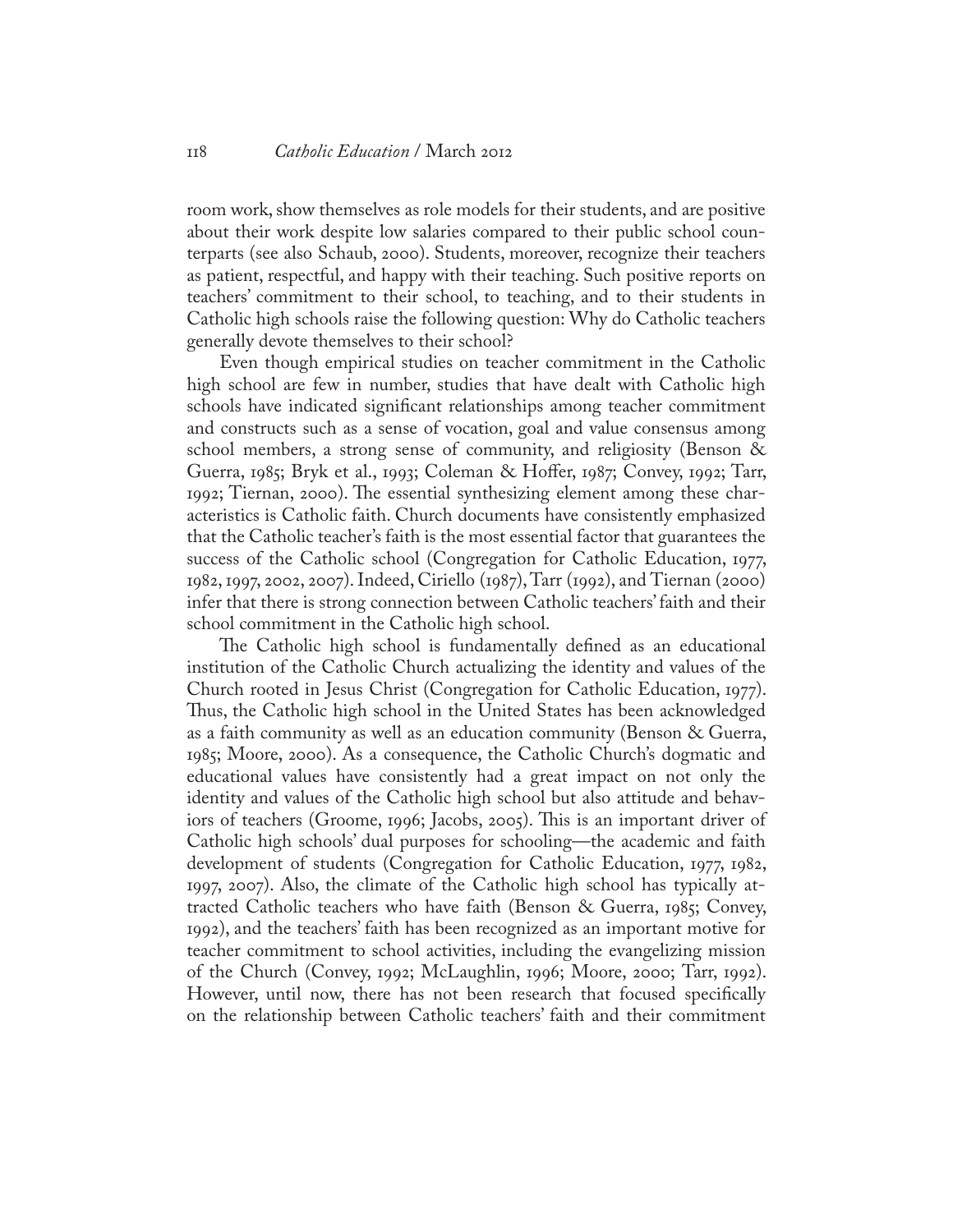room work, show themselves as role models for their students, and are positive about their work despite low salaries compared to their public school counterparts (see also Schaub, 2000). Students, moreover, recognize their teachers as patient, respectful, and happy with their teaching. Such positive reports on teachers' commitment to their school, to teaching, and to their students in Catholic high schools raise the following question: Why do Catholic teachers generally devote themselves to their school?

Even though empirical studies on teacher commitment in the Catholic high school are few in number, studies that have dealt with Catholic high schools have indicated significant relationships among teacher commitment and constructs such as a sense of vocation, goal and value consensus among school members, a strong sense of community, and religiosity (Benson & Guerra, 1985; Bryk et al., 1993; Coleman & Hoffer, 1987; Convey, 1992; Tarr, 1992; Tiernan, 2000). The essential synthesizing element among these characteristics is Catholic faith. Church documents have consistently emphasized that the Catholic teacher's faith is the most essential factor that guarantees the success of the Catholic school (Congregation for Catholic Education, 1977, 1982, 1997, 2002, 2007). Indeed, Ciriello (1987), Tarr (1992), and Tiernan (2000) infer that there is strong connection between Catholic teachers' faith and their school commitment in the Catholic high school.

The Catholic high school is fundamentally defined as an educational institution of the Catholic Church actualizing the identity and values of the Church rooted in Jesus Christ (Congregation for Catholic Education, 1977). Thus, the Catholic high school in the United States has been acknowledged as a faith community as well as an education community (Benson & Guerra, 1985; Moore, 2000). As a consequence, the Catholic Church's dogmatic and educational values have consistently had a great impact on not only the identity and values of the Catholic high school but also attitude and behaviors of teachers (Groome, 1996; Jacobs, 2005). This is an important driver of Catholic high schools' dual purposes for schooling—the academic and faith development of students (Congregation for Catholic Education, 1977, 1982, 1997, 2007). Also, the climate of the Catholic high school has typically attracted Catholic teachers who have faith (Benson & Guerra, 1985; Convey, 1992), and the teachers' faith has been recognized as an important motive for teacher commitment to school activities, including the evangelizing mission of the Church (Convey, 1992; McLaughlin, 1996; Moore, 2000; Tarr, 1992). However, until now, there has not been research that focused specifically on the relationship between Catholic teachers' faith and their commitment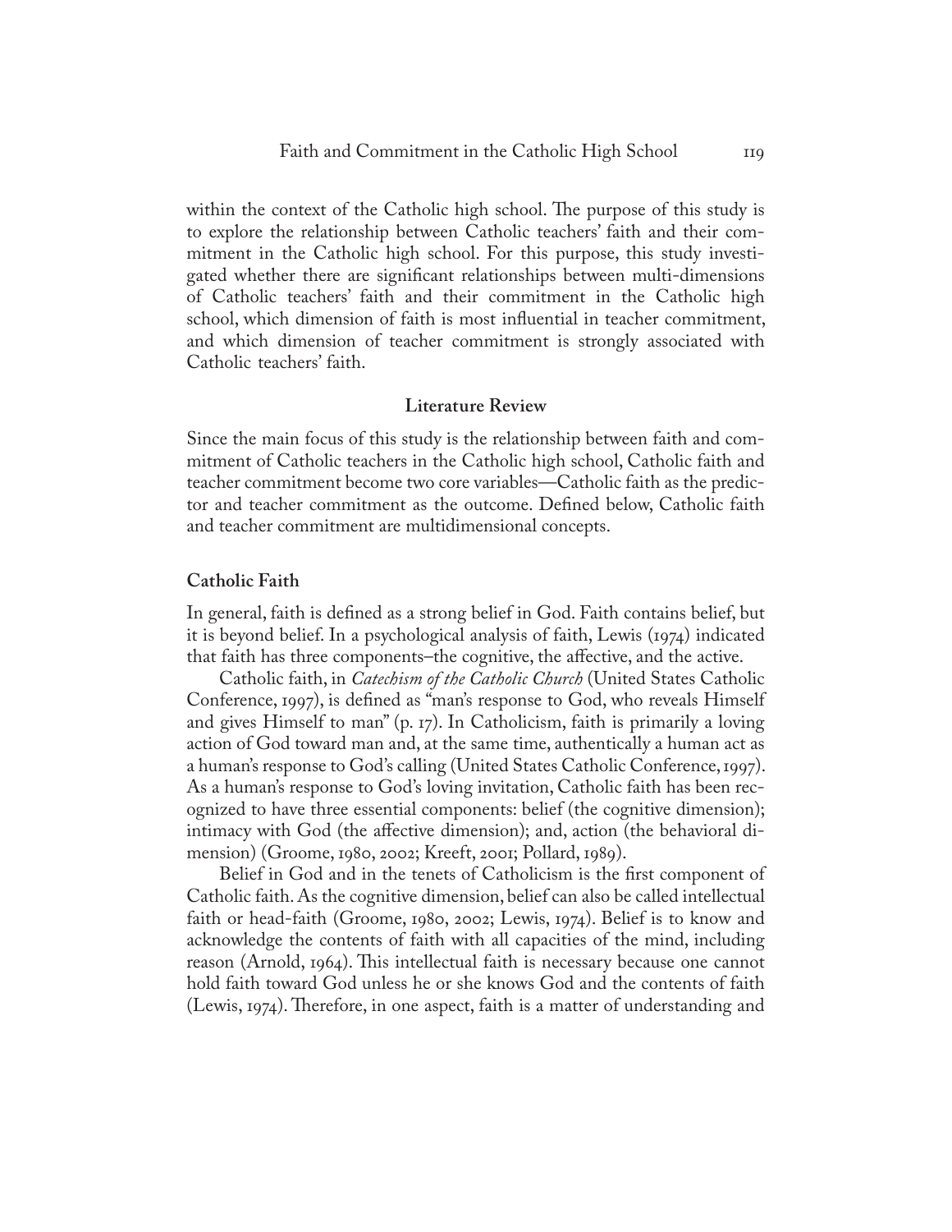within the context of the Catholic high school. The purpose of this study is to explore the relationship between Catholic teachers' faith and their commitment in the Catholic high school. For this purpose, this study investigated whether there are significant relationships between multi-dimensions of Catholic teachers' faith and their commitment in the Catholic high school, which dimension of faith is most influential in teacher commitment, and which dimension of teacher commitment is strongly associated with Catholic teachers' faith.

## Literature Review

Since the main focus of this study is the relationship between faith and commitment of Catholic teachers in the Catholic high school, Catholic faith and teacher commitment become two core variables—Catholic faith as the predictor and teacher commitment as the outcome. Defined below, Catholic faith and teacher commitment are multidimensional concepts.

### Catholic Faith

In general, faith is defined as a strong belief in God. Faith contains belief, but it is beyond belief. In a psychological analysis of faith, Lewis (1974) indicated that faith has three components–the cognitive, the affective, and the active.

Catholic faith, in *Catechism of the Catholic Church* (United States Catholic Conference, 1997), is defined as "man's response to God, who reveals Himself and gives Himself to man" (p. 17). In Catholicism, faith is primarily a loving action of God toward man and, at the same time, authentically a human act as a human's response to God's calling (United States Catholic Conference, 1997). As a human's response to God's loving invitation, Catholic faith has been recognized to have three essential components: belief (the cognitive dimension); intimacy with God (the affective dimension); and, action (the behavioral dimension) (Groome, 1980, 2002; Kreeft, 2001; Pollard, 1989).

Belief in God and in the tenets of Catholicism is the first component of Catholic faith. As the cognitive dimension, belief can also be called intellectual faith or head-faith (Groome, 1980, 2002; Lewis, 1974). Belief is to know and acknowledge the contents of faith with all capacities of the mind, including reason (Arnold, 1964). This intellectual faith is necessary because one cannot hold faith toward God unless he or she knows God and the contents of faith (Lewis, 1974). Therefore, in one aspect, faith is a matter of understanding and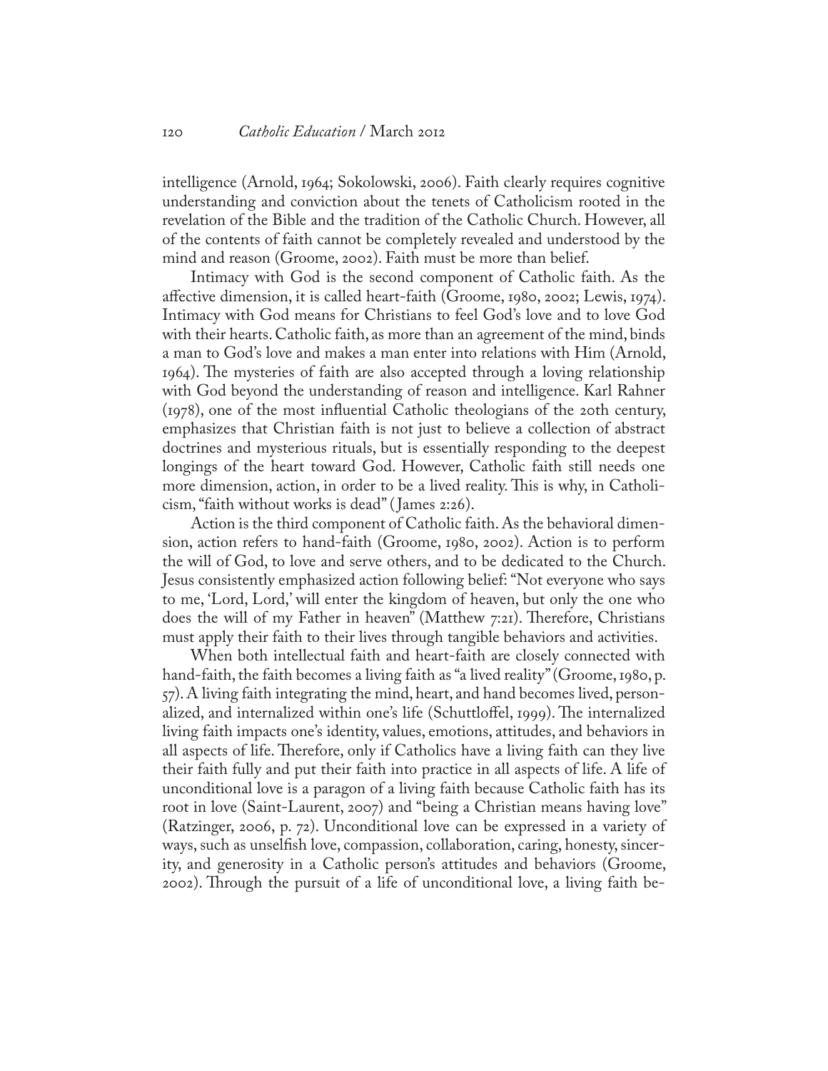intelligence (Arnold, 1964; Sokolowski, 2006). Faith clearly requires cognitive understanding and conviction about the tenets of Catholicism rooted in the revelation of the Bible and the tradition of the Catholic Church. However, all of the contents of faith cannot be completely revealed and understood by the mind and reason (Groome, 2002). Faith must be more than belief.

Intimacy with God is the second component of Catholic faith. As the affective dimension, it is called heart-faith (Groome, 1980, 2002; Lewis, 1974). Intimacy with God means for Christians to feel God's love and to love God with their hearts. Catholic faith, as more than an agreement of the mind, binds a man to God's love and makes a man enter into relations with Him (Arnold, 1964). The mysteries of faith are also accepted through a loving relationship with God beyond the understanding of reason and intelligence. Karl Rahner (1978), one of the most influential Catholic theologians of the 20th century, emphasizes that Christian faith is not just to believe a collection of abstract doctrines and mysterious rituals, but is essentially responding to the deepest longings of the heart toward God. However, Catholic faith still needs one more dimension, action, in order to be a lived reality. This is why, in Catholicism, "faith without works is dead" (James 2:26).

Action is the third component of Catholic faith. As the behavioral dimension, action refers to hand-faith (Groome, 1980, 2002). Action is to perform the will of God, to love and serve others, and to be dedicated to the Church. Jesus consistently emphasized action following belief: "Not everyone who says to me, 'Lord, Lord,' will enter the kingdom of heaven, but only the one who does the will of my Father in heaven" (Matthew 7:21). Therefore, Christians must apply their faith to their lives through tangible behaviors and activities.

When both intellectual faith and heart-faith are closely connected with hand-faith, the faith becomes a living faith as "a lived reality" (Groome, 1980, p. 57). A living faith integrating the mind, heart, and hand becomes lived, personalized, and internalized within one's life (Schuttloffel, 1999). The internalized living faith impacts one's identity, values, emotions, attitudes, and behaviors in all aspects of life. Therefore, only if Catholics have a living faith can they live their faith fully and put their faith into practice in all aspects of life. A life of unconditional love is a paragon of a living faith because Catholic faith has its root in love (Saint-Laurent, 2007) and "being a Christian means having love" (Ratzinger, 2006, p. 72). Unconditional love can be expressed in a variety of ways, such as unselfish love, compassion, collaboration, caring, honesty, sincerity, and generosity in a Catholic person's attitudes and behaviors (Groome, 2002). Through the pursuit of a life of unconditional love, a living faith be-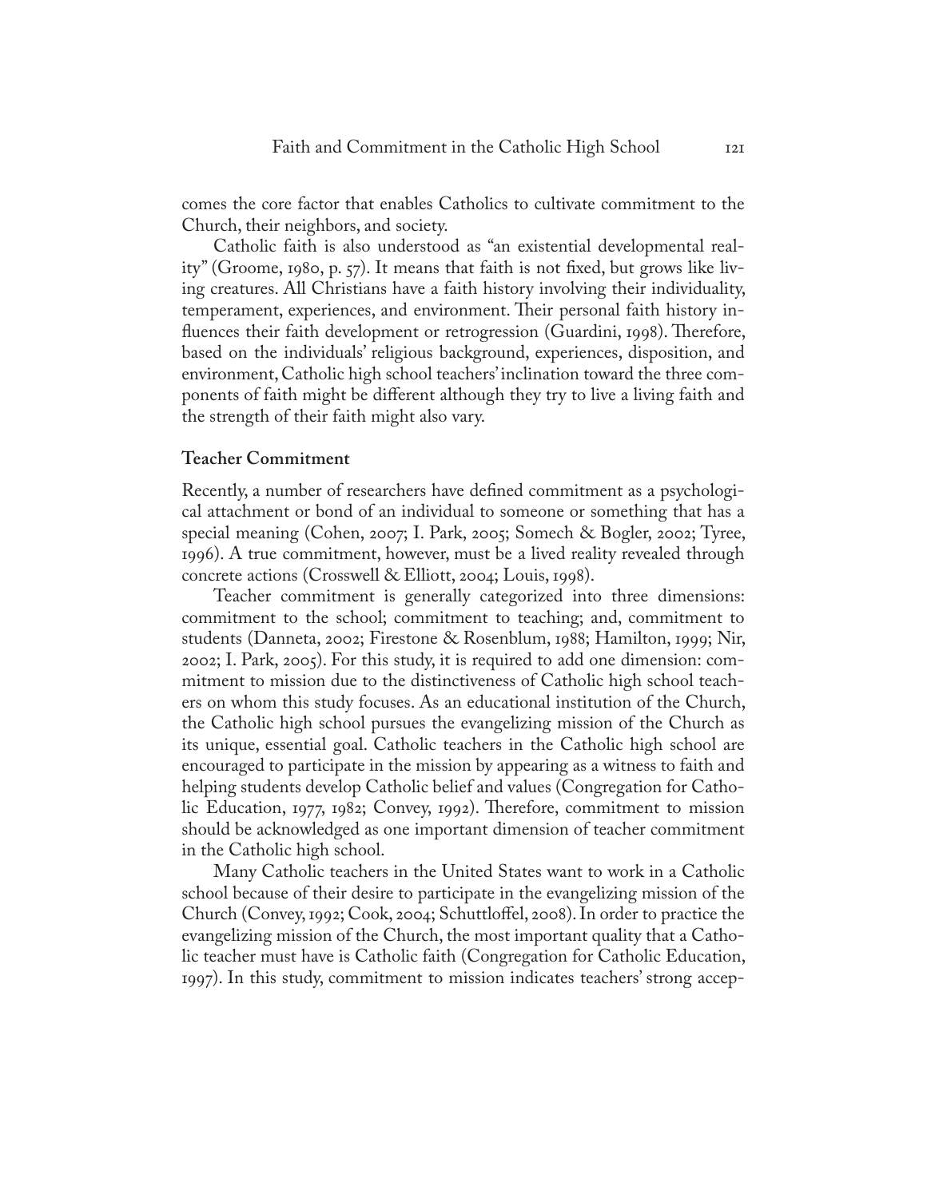comes the core factor that enables Catholics to cultivate commitment to the Church, their neighbors, and society.

Catholic faith is also understood as "an existential developmental reality" (Groome, 1980, p. 57). It means that faith is not fixed, but grows like living creatures. All Christians have a faith history involving their individuality, temperament, experiences, and environment. Their personal faith history influences their faith development or retrogression (Guardini, 1998). Therefore, based on the individuals' religious background, experiences, disposition, and environment, Catholic high school teachers' inclination toward the three components of faith might be different although they try to live a living faith and the strength of their faith might also vary.

### Teacher Commitment

Recently, a number of researchers have defined commitment as a psychological attachment or bond of an individual to someone or something that has a special meaning (Cohen, 2007; I. Park, 2005; Somech & Bogler, 2002; Tyree, 1996). A true commitment, however, must be a lived reality revealed through concrete actions (Crosswell & Elliott, 2004; Louis, 1998).

Teacher commitment is generally categorized into three dimensions: commitment to the school; commitment to teaching; and, commitment to students (Danneta, 2002; Firestone & Rosenblum, 1988; Hamilton, 1999; Nir, 2002; I. Park, 2005). For this study, it is required to add one dimension: commitment to mission due to the distinctiveness of Catholic high school teachers on whom this study focuses. As an educational institution of the Church, the Catholic high school pursues the evangelizing mission of the Church as its unique, essential goal. Catholic teachers in the Catholic high school are encouraged to participate in the mission by appearing as a witness to faith and helping students develop Catholic belief and values (Congregation for Catholic Education, 1977, 1982; Convey, 1992). Therefore, commitment to mission should be acknowledged as one important dimension of teacher commitment in the Catholic high school.

Many Catholic teachers in the United States want to work in a Catholic school because of their desire to participate in the evangelizing mission of the Church (Convey, 1992; Cook, 2004; Schuttloffel, 2008). In order to practice the evangelizing mission of the Church, the most important quality that a Catholic teacher must have is Catholic faith (Congregation for Catholic Education, 1997). In this study, commitment to mission indicates teachers' strong accep-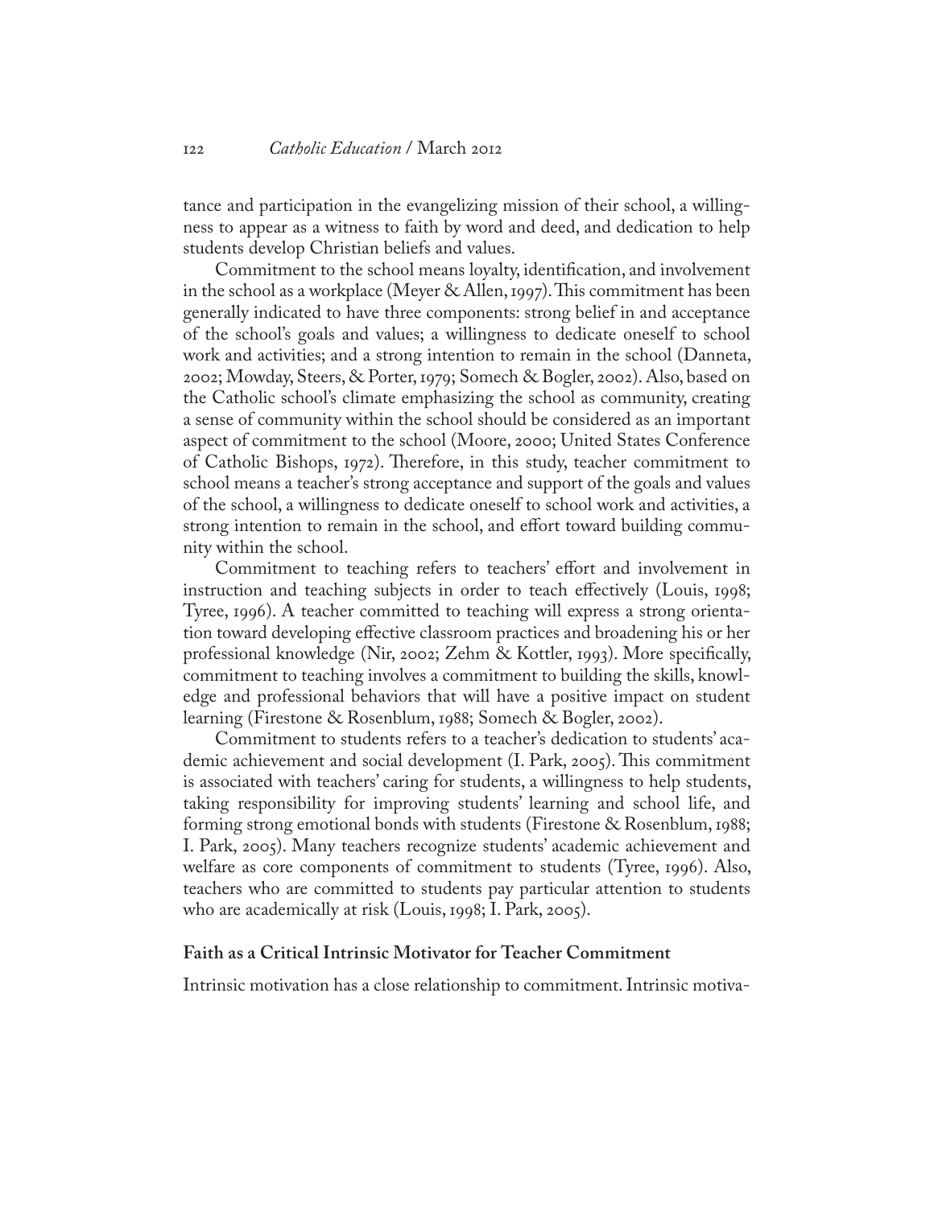tance and participation in the evangelizing mission of their school, a willingness to appear as a witness to faith by word and deed, and dedication to help students develop Christian beliefs and values.

Commitment to the school means loyalty, identification, and involvement in the school as a workplace (Meyer & Allen, 1997). This commitment has been generally indicated to have three components: strong belief in and acceptance of the school's goals and values; a willingness to dedicate oneself to school work and activities; and a strong intention to remain in the school (Danneta, 2002; Mowday, Steers, & Porter, 1979; Somech & Bogler, 2002). Also, based on the Catholic school's climate emphasizing the school as community, creating a sense of community within the school should be considered as an important aspect of commitment to the school (Moore, 2000; United States Conference of Catholic Bishops, 1972). Therefore, in this study, teacher commitment to school means a teacher's strong acceptance and support of the goals and values of the school, a willingness to dedicate oneself to school work and activities, a strong intention to remain in the school, and effort toward building community within the school.

Commitment to teaching refers to teachers' effort and involvement in instruction and teaching subjects in order to teach effectively (Louis, 1998; Tyree, 1996). A teacher committed to teaching will express a strong orientation toward developing effective classroom practices and broadening his or her professional knowledge (Nir, 2002; Zehm & Kottler, 1993). More specifically, commitment to teaching involves a commitment to building the skills, knowledge and professional behaviors that will have a positive impact on student learning (Firestone & Rosenblum, 1988; Somech & Bogler, 2002).

Commitment to students refers to a teacher's dedication to students' academic achievement and social development (I. Park, 2005). This commitment is associated with teachers' caring for students, a willingness to help students, taking responsibility for improving students' learning and school life, and forming strong emotional bonds with students (Firestone & Rosenblum, 1988; I. Park, 2005). Many teachers recognize students' academic achievement and welfare as core components of commitment to students (Tyree, 1996). Also, teachers who are committed to students pay particular attention to students who are academically at risk (Louis, 1998; I. Park, 2005).

### Faith as a Critical Intrinsic Motivator for Teacher Commitment

Intrinsic motivation has a close relationship to commitment. Intrinsic motiva-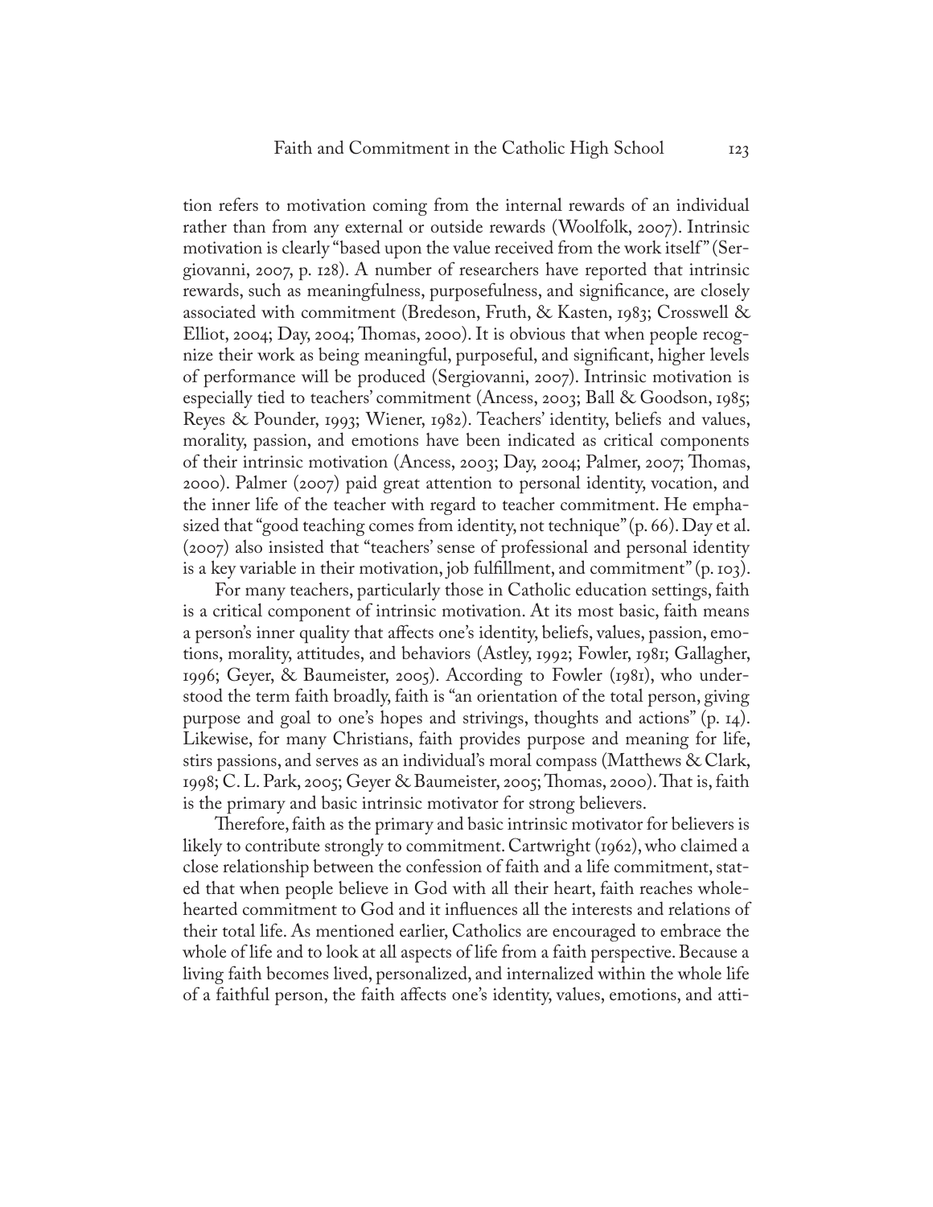tion refers to motivation coming from the internal rewards of an individual rather than from any external or outside rewards (Woolfolk, 2007). Intrinsic motivation is clearly "based upon the value received from the work itself" (Sergiovanni, 2007, p. 128). A number of researchers have reported that intrinsic rewards, such as meaningfulness, purposefulness, and significance, are closely associated with commitment (Bredeson, Fruth, & Kasten, 1983; Crosswell & Elliot, 2004; Day, 2004; Thomas, 2000). It is obvious that when people recognize their work as being meaningful, purposeful, and significant, higher levels of performance will be produced (Sergiovanni, 2007). Intrinsic motivation is especially tied to teachers' commitment (Ancess, 2003; Ball & Goodson, 1985; Reyes & Pounder, 1993; Wiener, 1982). Teachers' identity, beliefs and values, morality, passion, and emotions have been indicated as critical components of their intrinsic motivation (Ancess, 2003; Day, 2004; Palmer, 2007; Thomas, 2000). Palmer (2007) paid great attention to personal identity, vocation, and the inner life of the teacher with regard to teacher commitment. He emphasized that "good teaching comes from identity, not technique" (p. 66). Day et al. (2007) also insisted that "teachers' sense of professional and personal identity is a key variable in their motivation, job fulfillment, and commitment" (p. 103).

For many teachers, particularly those in Catholic education settings, faith is a critical component of intrinsic motivation. At its most basic, faith means a person's inner quality that affects one's identity, beliefs, values, passion, emotions, morality, attitudes, and behaviors (Astley, 1992; Fowler, 1981; Gallagher, 1996; Geyer, & Baumeister, 2005). According to Fowler (1981), who understood the term faith broadly, faith is "an orientation of the total person, giving purpose and goal to one's hopes and strivings, thoughts and actions" (p. 14). Likewise, for many Christians, faith provides purpose and meaning for life, stirs passions, and serves as an individual's moral compass (Matthews & Clark, 1998; C. L. Park, 2005; Geyer & Baumeister, 2005; Thomas, 2000). That is, faith is the primary and basic intrinsic motivator for strong believers.

Therefore, faith as the primary and basic intrinsic motivator for believers is likely to contribute strongly to commitment. Cartwright (1962), who claimed a close relationship between the confession of faith and a life commitment, stated that when people believe in God with all their heart, faith reaches wholehearted commitment to God and it influences all the interests and relations of their total life. As mentioned earlier, Catholics are encouraged to embrace the whole of life and to look at all aspects of life from a faith perspective. Because a living faith becomes lived, personalized, and internalized within the whole life of a faithful person, the faith affects one's identity, values, emotions, and atti-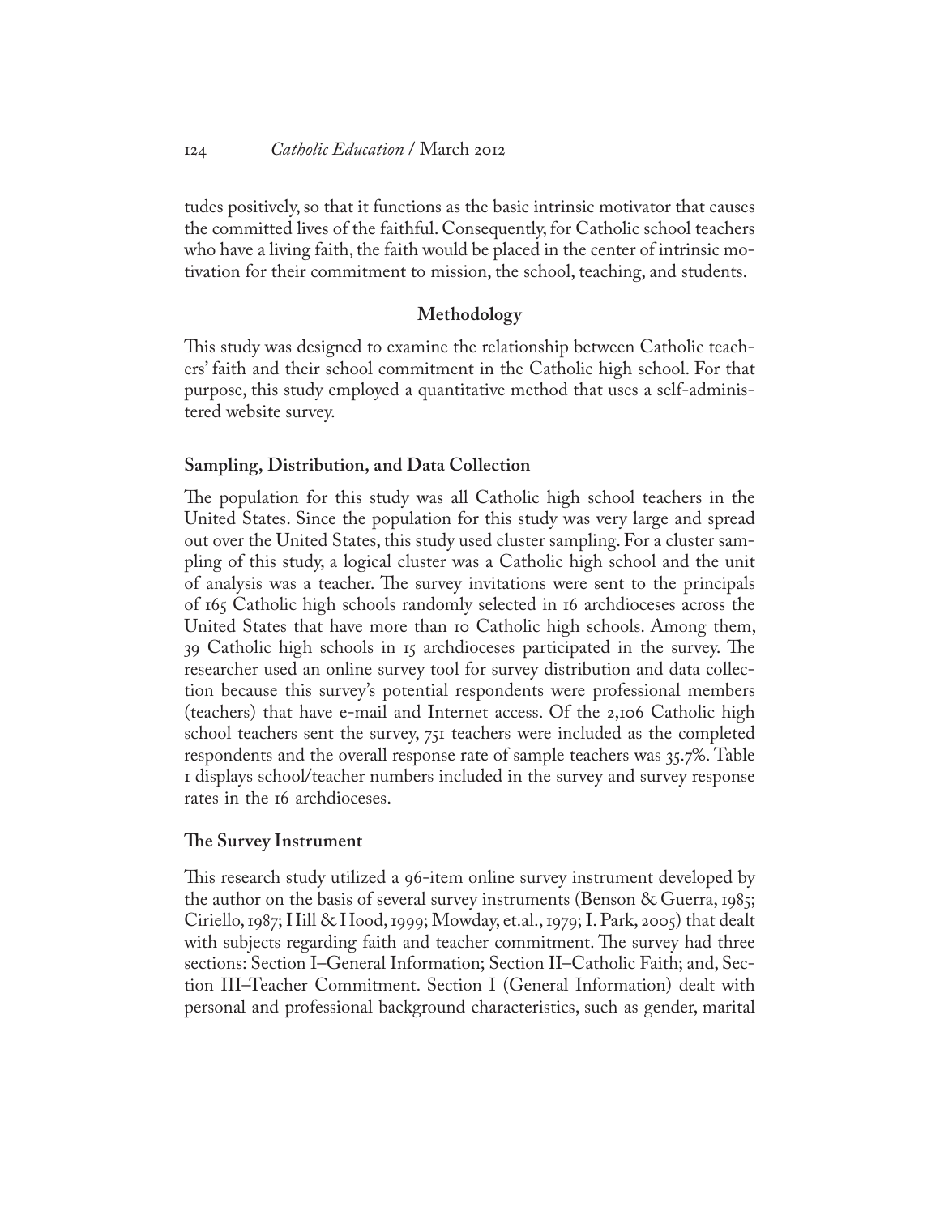tudes positively, so that it functions as the basic intrinsic motivator that causes the committed lives of the faithful. Consequently, for Catholic school teachers who have a living faith, the faith would be placed in the center of intrinsic motivation for their commitment to mission, the school, teaching, and students.

## Methodology

This study was designed to examine the relationship between Catholic teachers' faith and their school commitment in the Catholic high school. For that purpose, this study employed a quantitative method that uses a self-administered website survey.

### Sampling, Distribution, and Data Collection

The population for this study was all Catholic high school teachers in the United States. Since the population for this study was very large and spread out over the United States, this study used cluster sampling. For a cluster sampling of this study, a logical cluster was a Catholic high school and the unit of analysis was a teacher. The survey invitations were sent to the principals of 165 Catholic high schools randomly selected in 16 archdioceses across the United States that have more than 10 Catholic high schools. Among them, 39 Catholic high schools in 15 archdioceses participated in the survey. The researcher used an online survey tool for survey distribution and data collection because this survey's potential respondents were professional members (teachers) that have e-mail and Internet access. Of the 2,106 Catholic high school teachers sent the survey, 751 teachers were included as the completed respondents and the overall response rate of sample teachers was 35.7%. Table 1 displays school/teacher numbers included in the survey and survey response rates in the 16 archdioceses.

### The Survey Instrument

This research study utilized a 96-item online survey instrument developed by the author on the basis of several survey instruments (Benson & Guerra, 1985; Ciriello, 1987; Hill & Hood, 1999; Mowday, et.al., 1979; I. Park, 2005) that dealt with subjects regarding faith and teacher commitment. The survey had three sections: Section I–General Information; Section II–Catholic Faith; and, Section III–Teacher Commitment. Section I (General Information) dealt with personal and professional background characteristics, such as gender, marital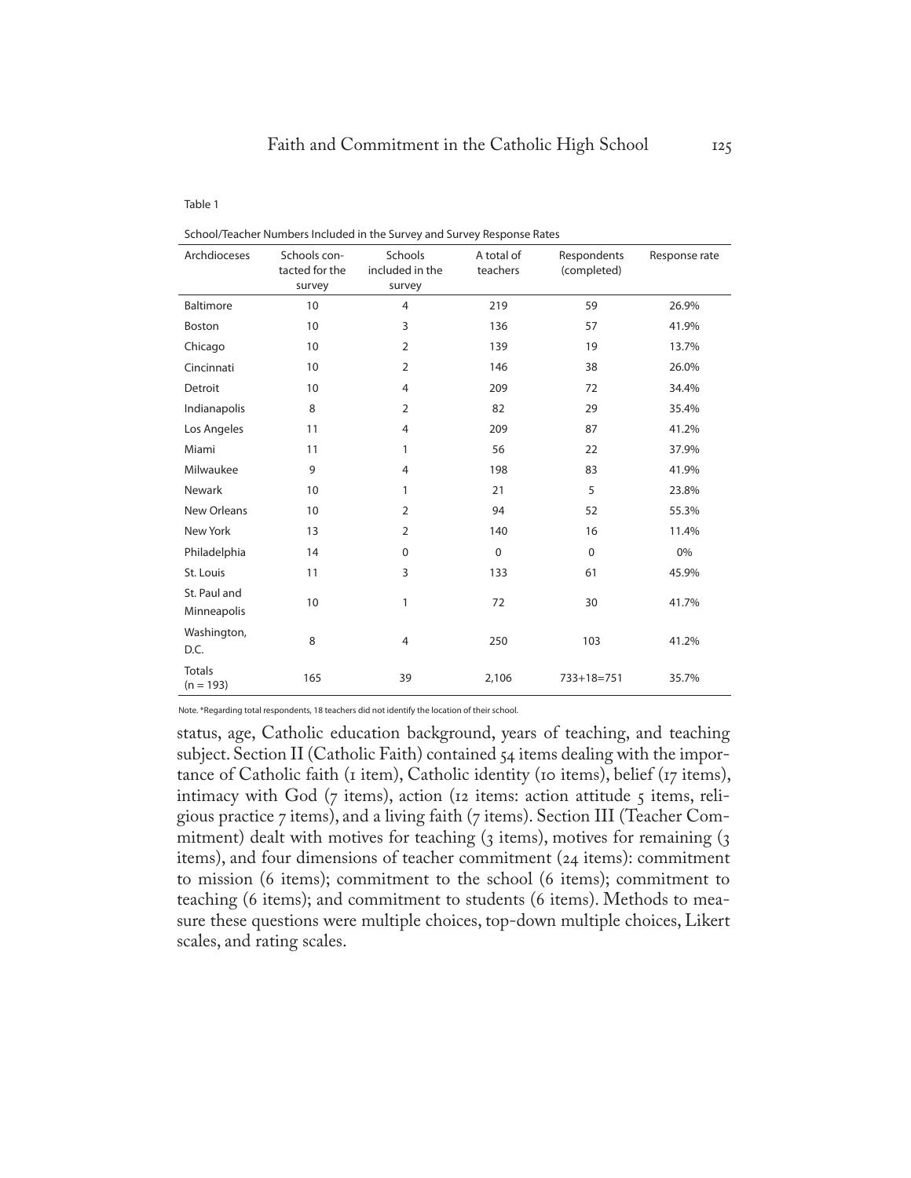Table 1

School/Teacher Numbers Included in the Survey and Survey Response Rates

| Archdioceses | Schools contacted for the survey | Schools included in the survey | A total of teachers | Respondents (completed) | Response rate |
|---|---|---|---|---|---|
| Baltimore | 10 | 4 | 219 | 59 | 26.9% |
| Boston | 10 | 3 | 136 | 57 | 41.9% |
| Chicago | 10 | 2 | 139 | 19 | 13.7% |
| Cincinnati | 10 | 2 | 146 | 38 | 26.0% |
| Detroit | 10 | 4 | 209 | 72 | 34.4% |
| Indianapolis | 8 | 2 | 82 | 29 | 35.4% |
| Los Angeles | 11 | 4 | 209 | 87 | 41.2% |
| Miami | 11 | 1 | 56 | 22 | 37.9% |
| Milwaukee | 9 | 4 | 198 | 83 | 41.9% |
| Newark | 10 | 1 | 21 | 5 | 23.8% |
| New Orleans | 10 | 2 | 94 | 52 | 55.3% |
| New York | 13 | 2 | 140 | 16 | 11.4% |
| Philadelphia | 14 | 0 | 0 | 0 | 0% |
| St. Louis | 11 | 3 | 133 | 61 | 45.9% |
| St. Paul and Minneapolis | 10 | 1 | 72 | 30 | 41.7% |
| Washington, D.C. | 8 | 4 | 250 | 103 | 41.2% |
| Totals (n = 193) | 165 | 39 | 2,106 | 733+18=751 | 35.7% |

Note. *Regarding total respondents, 18 teachers did not identify the location of their school.

status, age, Catholic education background, years of teaching, and teaching subject. Section II (Catholic Faith) contained 54 items dealing with the importance of Catholic faith (1 item), Catholic identity (10 items), belief (17 items), intimacy with God (7 items), action (12 items: action attitude 5 items, religious practice 7 items), and a living faith (7 items). Section III (Teacher Commitment) dealt with motives for teaching (3 items), motives for remaining (3 items), and four dimensions of teacher commitment (24 items): commitment to mission (6 items); commitment to the school (6 items); commitment to teaching (6 items); and commitment to students (6 items). Methods to measure these questions were multiple choices, top-down multiple choices, Likert scales, and rating scales.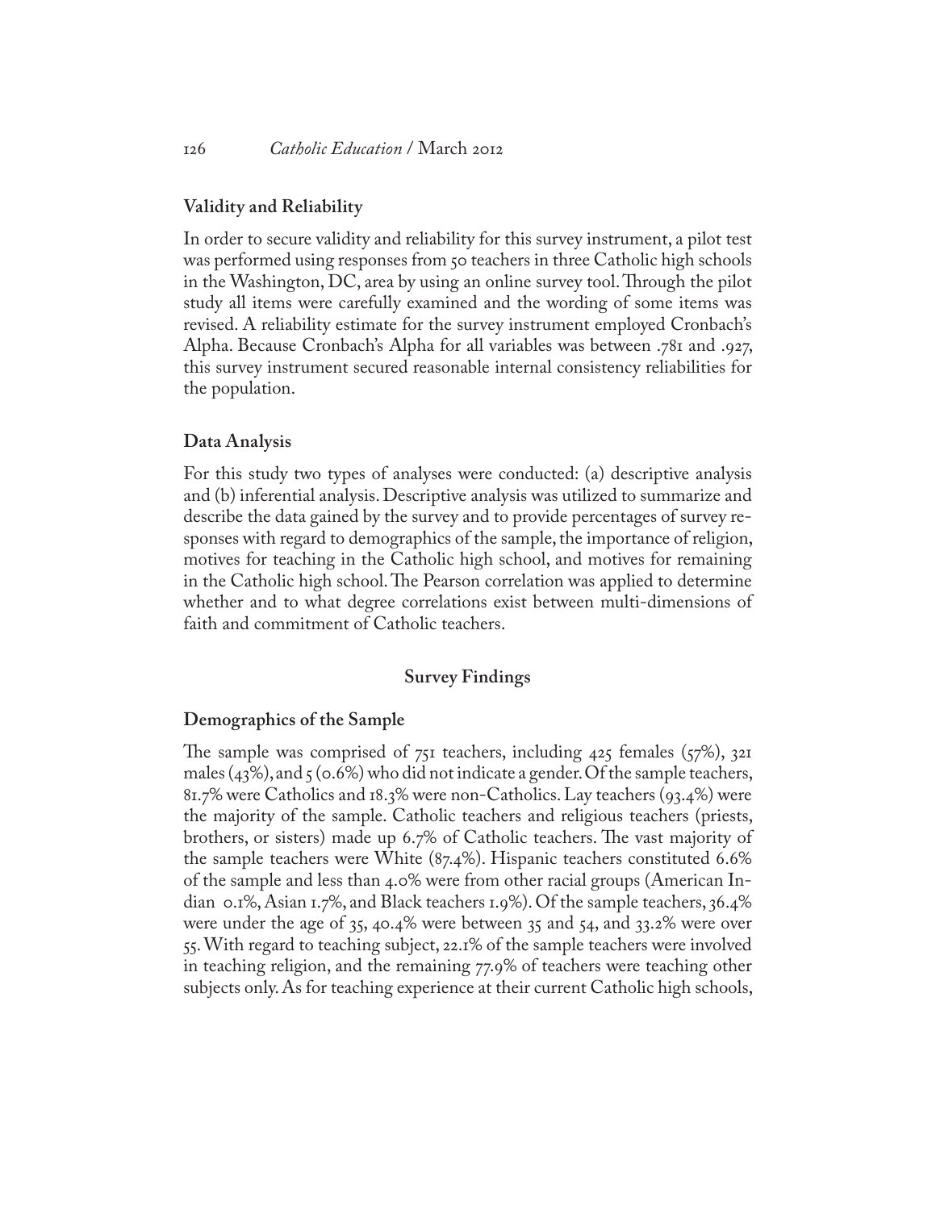### Validity and Reliability

In order to secure validity and reliability for this survey instrument, a pilot test was performed using responses from 50 teachers in three Catholic high schools in the Washington, DC, area by using an online survey tool. Through the pilot study all items were carefully examined and the wording of some items was revised. A reliability estimate for the survey instrument employed Cronbach's Alpha. Because Cronbach's Alpha for all variables was between .781 and .927, this survey instrument secured reasonable internal consistency reliabilities for the population.

### Data Analysis

For this study two types of analyses were conducted: (a) descriptive analysis and (b) inferential analysis. Descriptive analysis was utilized to summarize and describe the data gained by the survey and to provide percentages of survey responses with regard to demographics of the sample, the importance of religion, motives for teaching in the Catholic high school, and motives for remaining in the Catholic high school. The Pearson correlation was applied to determine whether and to what degree correlations exist between multi-dimensions of faith and commitment of Catholic teachers.

## Survey Findings

### Demographics of the Sample

The sample was comprised of 751 teachers, including 425 females (57%), 321 males (43%), and 5 (0.6%) who did not indicate a gender. Of the sample teachers, 81.7% were Catholics and 18.3% were non-Catholics. Lay teachers (93.4%) were the majority of the sample. Catholic teachers and religious teachers (priests, brothers, or sisters) made up 6.7% of Catholic teachers. The vast majority of the sample teachers were White (87.4%). Hispanic teachers constituted 6.6% of the sample and less than 4.0% were from other racial groups (American Indian 0.1%, Asian 1.7%, and Black teachers 1.9%). Of the sample teachers, 36.4% were under the age of 35, 40.4% were between 35 and 54, and 33.2% were over 55. With regard to teaching subject, 22.1% of the sample teachers were involved in teaching religion, and the remaining 77.9% of teachers were teaching other subjects only. As for teaching experience at their current Catholic high schools,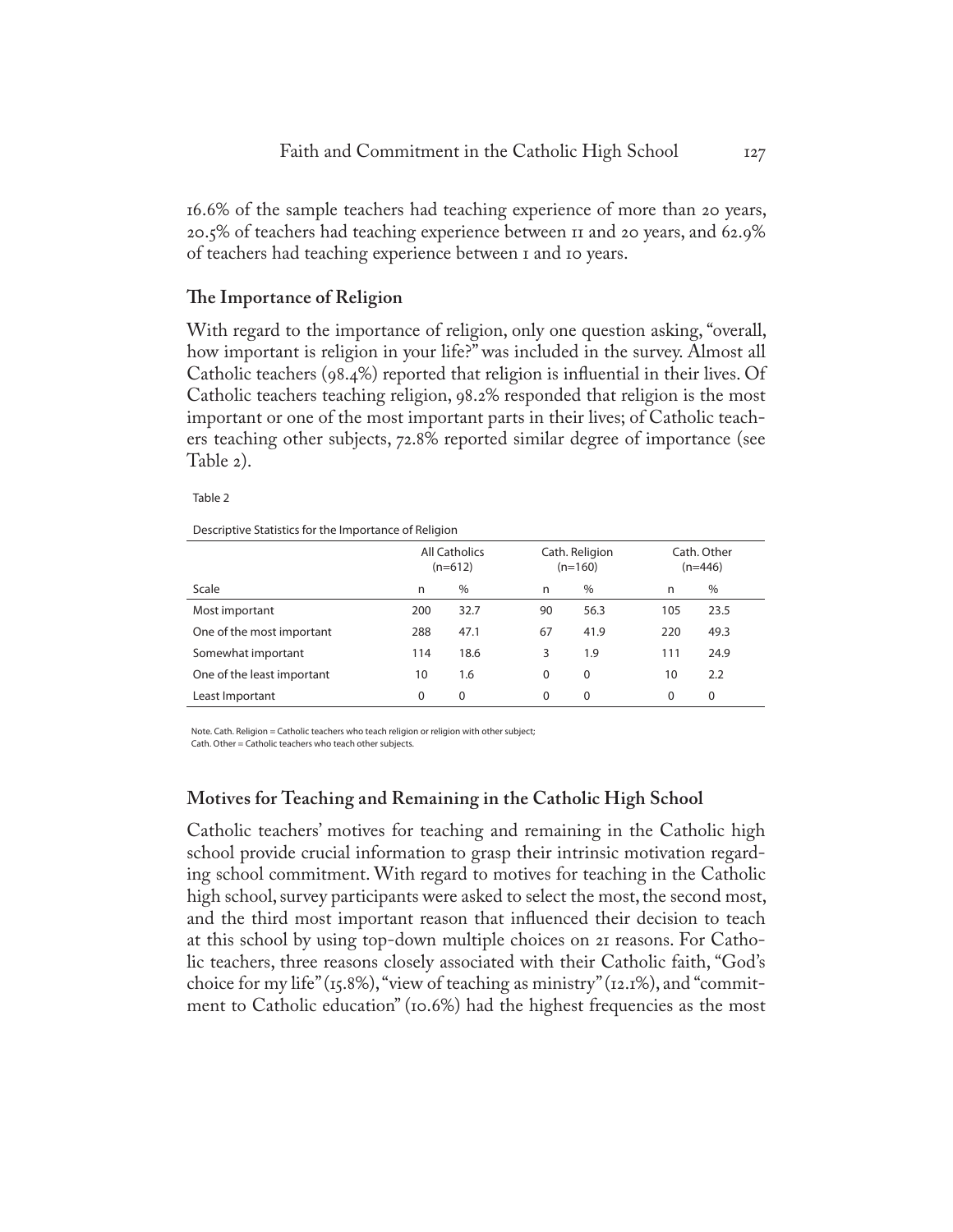16.6% of the sample teachers had teaching experience of more than 20 years, 20.5% of teachers had teaching experience between 11 and 20 years, and 62.9% of teachers had teaching experience between 1 and 10 years.

## The Importance of Religion

With regard to the importance of religion, only one question asking, "overall, how important is religion in your life?" was included in the survey. Almost all Catholic teachers (98.4%) reported that religion is influential in their lives. Of Catholic teachers teaching religion, 98.2% responded that religion is the most important or one of the most important parts in their lives; of Catholic teachers teaching other subjects, 72.8% reported similar degree of importance (see Table 2).

Table 2

Descriptive Statistics for the Importance of Religion

| | All Catholics (n=612) | | Cath. Religion (n=160) | | Cath. Other (n=446) | |
|---|---|---|---|---|---|---|
| Scale | n | % | n | % | n | % |
| Most important | 200 | 32.7 | 90 | 56.3 | 105 | 23.5 |
| One of the most important | 288 | 47.1 | 67 | 41.9 | 220 | 49.3 |
| Somewhat important | 114 | 18.6 | 3 | 1.9 | 111 | 24.9 |
| One of the least important | 10 | 1.6 | 0 | 0 | 10 | 2.2 |
| Least Important | 0 | 0 | 0 | 0 | 0 | 0 |

Note. Cath. Religion = Catholic teachers who teach religion or religion with other subject;
Cath. Other = Catholic teachers who teach other subjects.

## Motives for Teaching and Remaining in the Catholic High School

Catholic teachers' motives for teaching and remaining in the Catholic high school provide crucial information to grasp their intrinsic motivation regarding school commitment. With regard to motives for teaching in the Catholic high school, survey participants were asked to select the most, the second most, and the third most important reason that influenced their decision to teach at this school by using top-down multiple choices on 21 reasons. For Catholic teachers, three reasons closely associated with their Catholic faith, "God's choice for my life" (15.8%), "view of teaching as ministry" (12.1%), and "commitment to Catholic education" (10.6%) had the highest frequencies as the most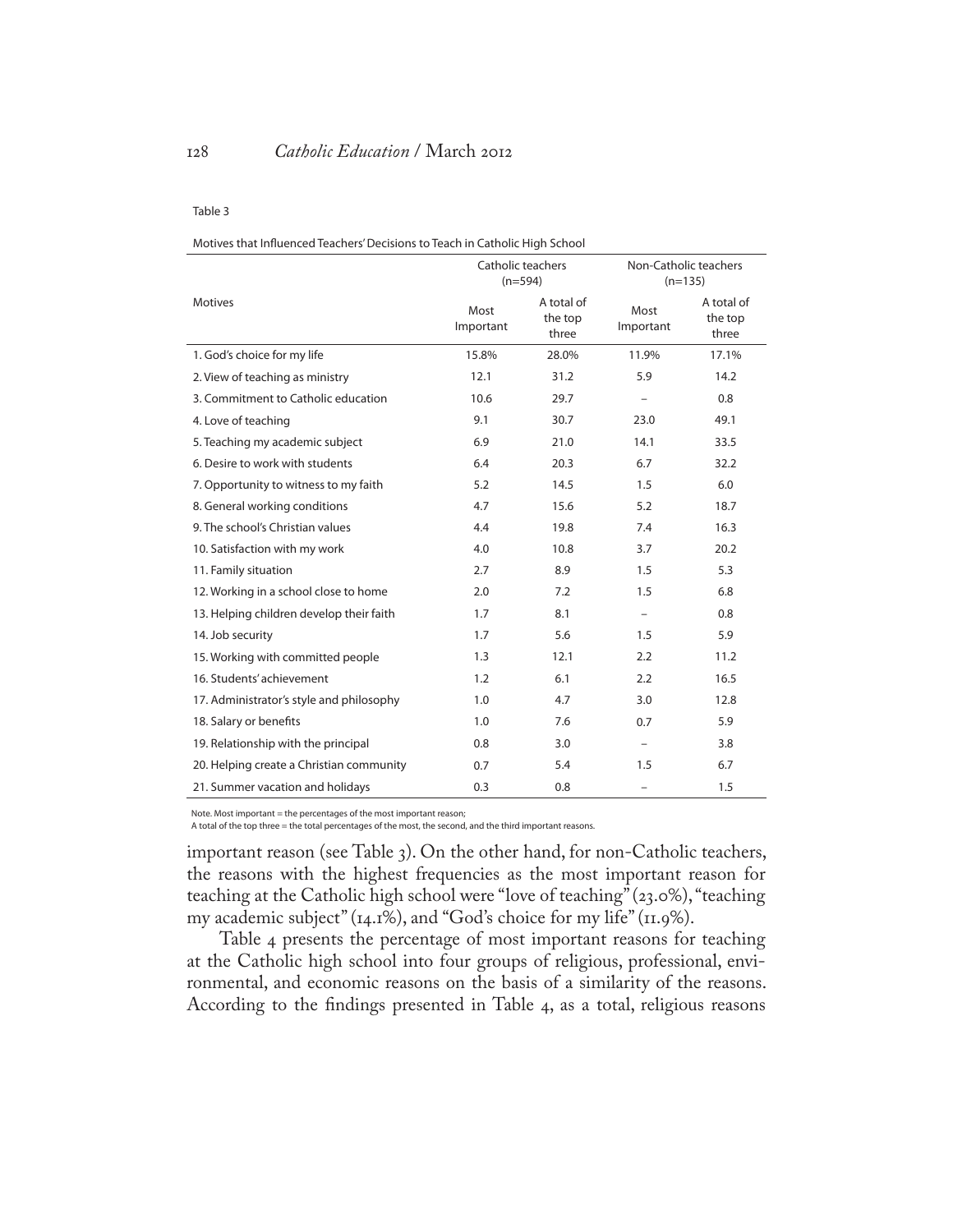Table 3

Motives that Influenced Teachers' Decisions to Teach in Catholic High School

| Motives | Catholic teachers (n=594) | | Non-Catholic teachers (n=135) | |
|---|---|---|---|---|
| | Most Important | A total of the top three | Most Important | A total of the top three |
| 1. God's choice for my life | 15.8% | 28.0% | 11.9% | 17.1% |
| 2. View of teaching as ministry | 12.1 | 31.2 | 5.9 | 14.2 |
| 3. Commitment to Catholic education | 10.6 | 29.7 | – | 0.8 |
| 4. Love of teaching | 9.1 | 30.7 | 23.0 | 49.1 |
| 5. Teaching my academic subject | 6.9 | 21.0 | 14.1 | 33.5 |
| 6. Desire to work with students | 6.4 | 20.3 | 6.7 | 32.2 |
| 7. Opportunity to witness to my faith | 5.2 | 14.5 | 1.5 | 6.0 |
| 8. General working conditions | 4.7 | 15.6 | 5.2 | 18.7 |
| 9. The school's Christian values | 4.4 | 19.8 | 7.4 | 16.3 |
| 10. Satisfaction with my work | 4.0 | 10.8 | 3.7 | 20.2 |
| 11. Family situation | 2.7 | 8.9 | 1.5 | 5.3 |
| 12. Working in a school close to home | 2.0 | 7.2 | 1.5 | 6.8 |
| 13. Helping children develop their faith | 1.7 | 8.1 | – | 0.8 |
| 14. Job security | 1.7 | 5.6 | 1.5 | 5.9 |
| 15. Working with committed people | 1.3 | 12.1 | 2.2 | 11.2 |
| 16. Students' achievement | 1.2 | 6.1 | 2.2 | 16.5 |
| 17. Administrator's style and philosophy | 1.0 | 4.7 | 3.0 | 12.8 |
| 18. Salary or benefits | 1.0 | 7.6 | 0.7 | 5.9 |
| 19. Relationship with the principal | 0.8 | 3.0 | – | 3.8 |
| 20. Helping create a Christian community | 0.7 | 5.4 | 1.5 | 6.7 |
| 21. Summer vacation and holidays | 0.3 | 0.8 | – | 1.5 |

Note. Most important = the percentages of the most important reason;
A total of the top three = the total percentages of the most, the second, and the third important reasons.

important reason (see Table 3). On the other hand, for non-Catholic teachers, the reasons with the highest frequencies as the most important reason for teaching at the Catholic high school were "love of teaching" (23.0%), "teaching my academic subject" (14.1%), and "God's choice for my life" (11.9%).

Table 4 presents the percentage of most important reasons for teaching at the Catholic high school into four groups of religious, professional, environmental, and economic reasons on the basis of a similarity of the reasons. According to the findings presented in Table 4, as a total, religious reasons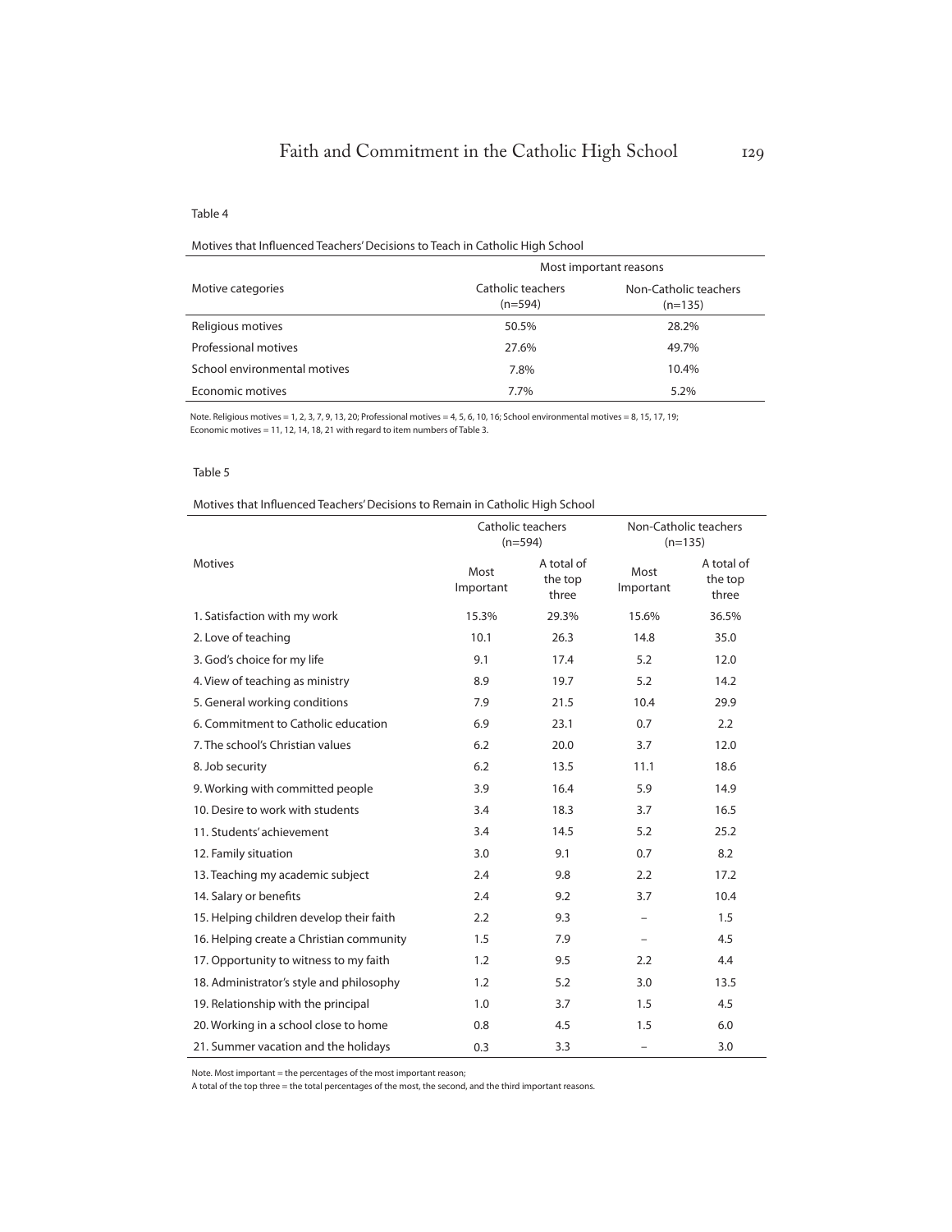Table 4

Motives that Influenced Teachers' Decisions to Teach in Catholic High School

| Motive categories | Most important reasons | |
|---|---|---|
| | Catholic teachers (n=594) | Non-Catholic teachers (n=135) |
| Religious motives | 50.5% | 28.2% |
| Professional motives | 27.6% | 49.7% |
| School environmental motives | 7.8% | 10.4% |
| Economic motives | 7.7% | 5.2% |

Note. Religious motives = 1, 2, 3, 7, 9, 13, 20; Professional motives = 4, 5, 6, 10, 16; School environmental motives = 8, 15, 17, 19; Economic motives = 11, 12, 14, 18, 21 with regard to item numbers of Table 3.

Table 5

Motives that Influenced Teachers' Decisions to Remain in Catholic High School

| Motives | Catholic teachers (n=594) | | Non-Catholic teachers (n=135) | |
|---|---|---|---|---|
| | Most Important | A total of the top three | Most Important | A total of the top three |
| 1. Satisfaction with my work | 15.3% | 29.3% | 15.6% | 36.5% |
| 2. Love of teaching | 10.1 | 26.3 | 14.8 | 35.0 |
| 3. God's choice for my life | 9.1 | 17.4 | 5.2 | 12.0 |
| 4. View of teaching as ministry | 8.9 | 19.7 | 5.2 | 14.2 |
| 5. General working conditions | 7.9 | 21.5 | 10.4 | 29.9 |
| 6. Commitment to Catholic education | 6.9 | 23.1 | 0.7 | 2.2 |
| 7. The school's Christian values | 6.2 | 20.0 | 3.7 | 12.0 |
| 8. Job security | 6.2 | 13.5 | 11.1 | 18.6 |
| 9. Working with committed people | 3.9 | 16.4 | 5.9 | 14.9 |
| 10. Desire to work with students | 3.4 | 18.3 | 3.7 | 16.5 |
| 11. Students' achievement | 3.4 | 14.5 | 5.2 | 25.2 |
| 12. Family situation | 3.0 | 9.1 | 0.7 | 8.2 |
| 13. Teaching my academic subject | 2.4 | 9.8 | 2.2 | 17.2 |
| 14. Salary or benefits | 2.4 | 9.2 | 3.7 | 10.4 |
| 15. Helping children develop their faith | 2.2 | 9.3 | – | 1.5 |
| 16. Helping create a Christian community | 1.5 | 7.9 | – | 4.5 |
| 17. Opportunity to witness to my faith | 1.2 | 9.5 | 2.2 | 4.4 |
| 18. Administrator's style and philosophy | 1.2 | 5.2 | 3.0 | 13.5 |
| 19. Relationship with the principal | 1.0 | 3.7 | 1.5 | 4.5 |
| 20. Working in a school close to home | 0.8 | 4.5 | 1.5 | 6.0 |
| 21. Summer vacation and the holidays | 0.3 | 3.3 | – | 3.0 |

Note. Most important = the percentages of the most important reason;
A total of the top three = the total percentages of the most, the second, and the third important reasons.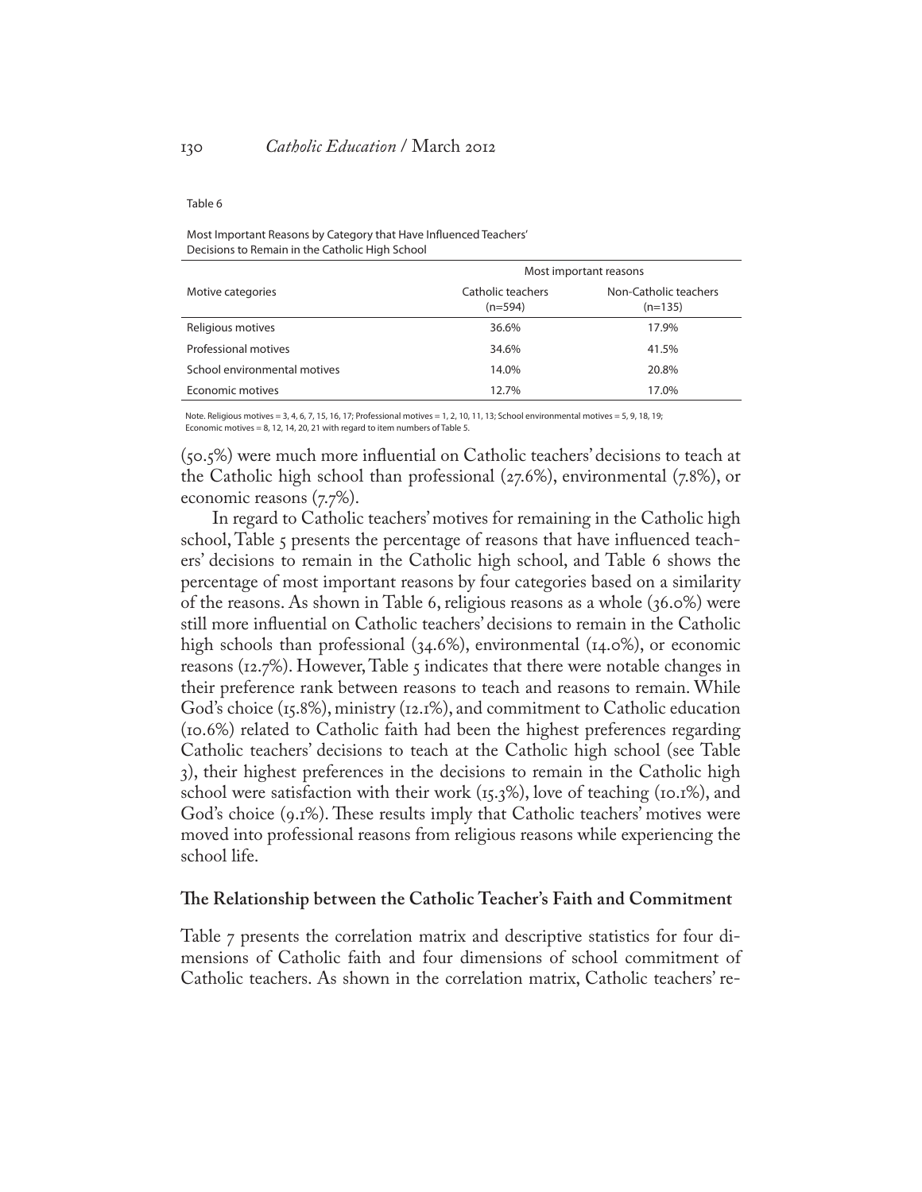Table 6

Most Important Reasons by Category that Have Influenced Teachers' Decisions to Remain in the Catholic High School

| Motive categories | Most important reasons | |
|---|---|---|
| | Catholic teachers (n=594) | Non-Catholic teachers (n=135) |
| Religious motives | 36.6% | 17.9% |
| Professional motives | 34.6% | 41.5% |
| School environmental motives | 14.0% | 20.8% |
| Economic motives | 12.7% | 17.0% |

Note. Religious motives = 3, 4, 6, 7, 15, 16, 17; Professional motives = 1, 2, 10, 11, 13; School environmental motives = 5, 9, 18, 19; Economic motives = 8, 12, 14, 20, 21 with regard to item numbers of Table 5.

(50.5%) were much more influential on Catholic teachers' decisions to teach at the Catholic high school than professional (27.6%), environmental (7.8%), or economic reasons (7.7%).

In regard to Catholic teachers' motives for remaining in the Catholic high school, Table 5 presents the percentage of reasons that have influenced teachers' decisions to remain in the Catholic high school, and Table 6 shows the percentage of most important reasons by four categories based on a similarity of the reasons. As shown in Table 6, religious reasons as a whole (36.0%) were still more influential on Catholic teachers' decisions to remain in the Catholic high schools than professional (34.6%), environmental (14.0%), or economic reasons (12.7%). However, Table 5 indicates that there were notable changes in their preference rank between reasons to teach and reasons to remain. While God's choice (15.8%), ministry (12.1%), and commitment to Catholic education (10.6%) related to Catholic faith had been the highest preferences regarding Catholic teachers' decisions to teach at the Catholic high school (see Table 3), their highest preferences in the decisions to remain in the Catholic high school were satisfaction with their work (15.3%), love of teaching (10.1%), and God's choice (9.1%). These results imply that Catholic teachers' motives were moved into professional reasons from religious reasons while experiencing the school life.

### The Relationship between the Catholic Teacher's Faith and Commitment

Table 7 presents the correlation matrix and descriptive statistics for four dimensions of Catholic faith and four dimensions of school commitment of Catholic teachers. As shown in the correlation matrix, Catholic teachers' re-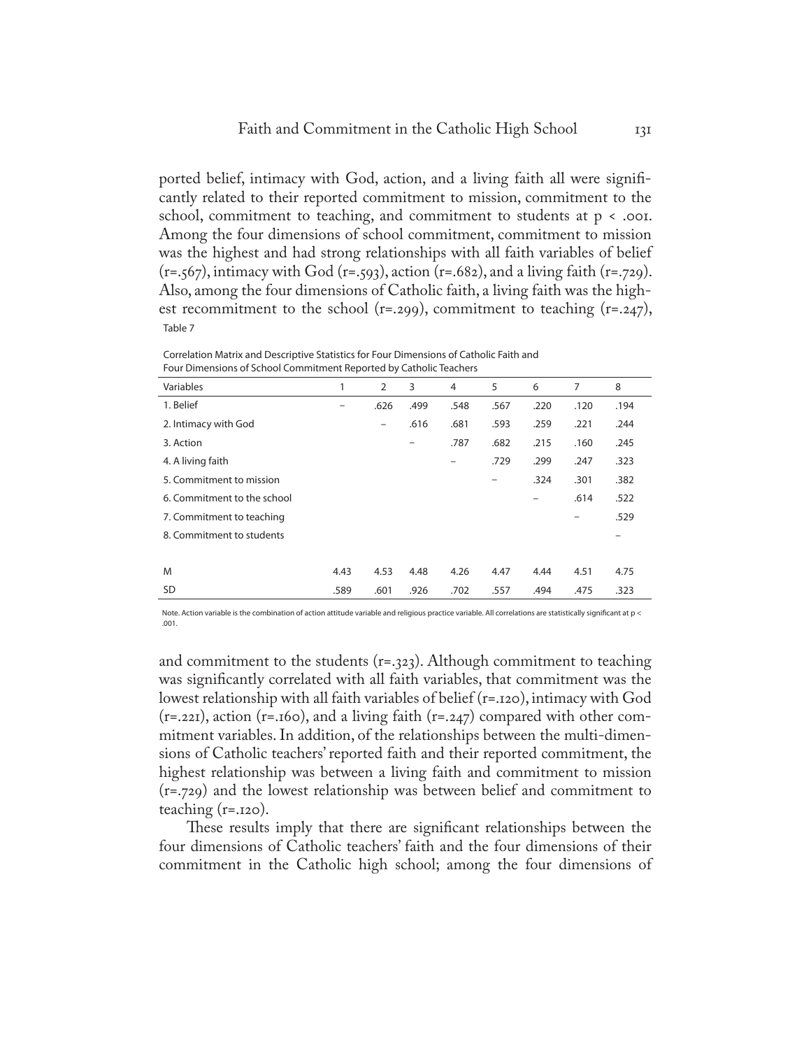ported belief, intimacy with God, action, and a living faith all were significantly related to their reported commitment to mission, commitment to the school, commitment to teaching, and commitment to students at $p < .001$. Among the four dimensions of school commitment, commitment to mission was the highest and had strong relationships with all faith variables of belief ($r=.567$), intimacy with God ($r=.593$), action ($r=.682$), and a living faith ($r=.729$). Also, among the four dimensions of Catholic faith, a living faith was the highest recommitment to the school ($r=.299$), commitment to teaching ($r=.247$),

Table 7

Correlation Matrix and Descriptive Statistics for Four Dimensions of Catholic Faith and Four Dimensions of School Commitment Reported by Catholic Teachers

| Variables | 1 | 2 | 3 | 4 | 5 | 6 | 7 | 8 |
|---|---|---|---|---|---|---|---|---|
| 1. Belief | – | .626 | .499 | .548 | .567 | .220 | .120 | .194 |
| 2. Intimacy with God | | – | .616 | .681 | .593 | .259 | .221 | .244 |
| 3. Action | | | – | .787 | .682 | .215 | .160 | .245 |
| 4. A living faith | | | | – | .729 | .299 | .247 | .323 |
| 5. Commitment to mission | | | | | – | .324 | .301 | .382 |
| 6. Commitment to the school | | | | | | – | .614 | .522 |
| 7. Commitment to teaching | | | | | | | – | .529 |
| 8. Commitment to students | | | | | | | | – |
| M | 4.43 | 4.53 | 4.48 | 4.26 | 4.47 | 4.44 | 4.51 | 4.75 |
| SD | .589 | .601 | .926 | .702 | .557 | .494 | .475 | .323 |

Note. Action variable is the combination of action attitude variable and religious practice variable. All correlations are statistically significant at $p < .001$.

and commitment to the students ($r=.323$). Although commitment to teaching was significantly correlated with all faith variables, that commitment was the lowest relationship with all faith variables of belief ($r=.120$), intimacy with God ($r=.221$), action ($r=.160$), and a living faith ($r=.247$) compared with other commitment variables. In addition, of the relationships between the multi-dimensions of Catholic teachers' reported faith and their reported commitment, the highest relationship was between a living faith and commitment to mission ($r=.729$) and the lowest relationship was between belief and commitment to teaching ($r=.120$).

These results imply that there are significant relationships between the four dimensions of Catholic teachers' faith and the four dimensions of their commitment in the Catholic high school; among the four dimensions of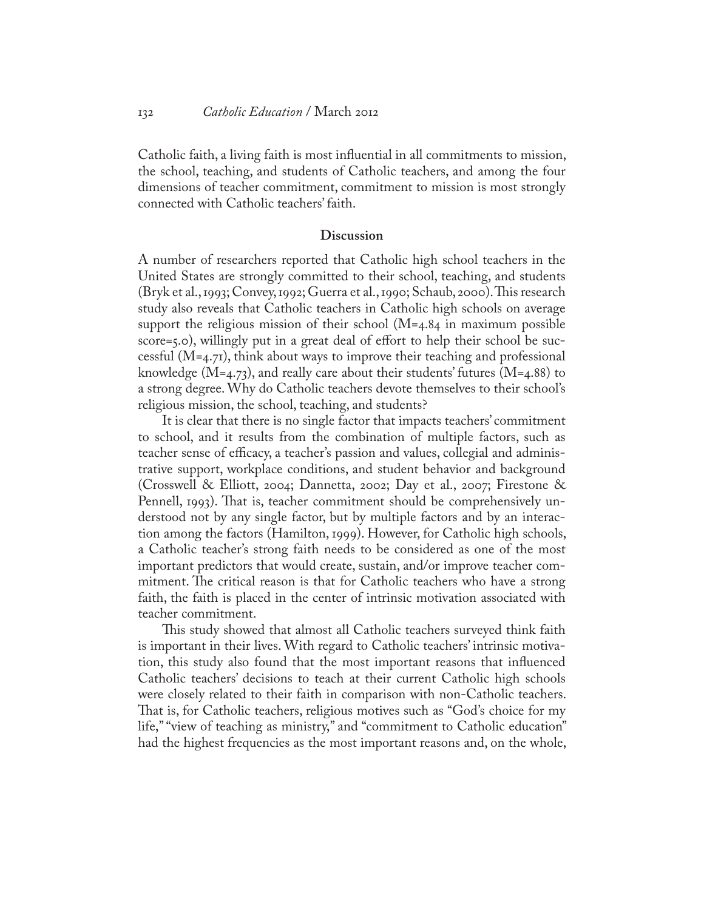Catholic faith, a living faith is most influential in all commitments to mission, the school, teaching, and students of Catholic teachers, and among the four dimensions of teacher commitment, commitment to mission is most strongly connected with Catholic teachers' faith.

## Discussion

A number of researchers reported that Catholic high school teachers in the United States are strongly committed to their school, teaching, and students (Bryk et al., 1993; Convey, 1992; Guerra et al., 1990; Schaub, 2000). This research study also reveals that Catholic teachers in Catholic high schools on average support the religious mission of their school (M=4.84 in maximum possible score=5.0), willingly put in a great deal of effort to help their school be successful (M=4.71), think about ways to improve their teaching and professional knowledge (M=4.73), and really care about their students' futures (M=4.88) to a strong degree. Why do Catholic teachers devote themselves to their school's religious mission, the school, teaching, and students?

It is clear that there is no single factor that impacts teachers' commitment to school, and it results from the combination of multiple factors, such as teacher sense of efficacy, a teacher's passion and values, collegial and administrative support, workplace conditions, and student behavior and background (Crosswell & Elliott, 2004; Dannetta, 2002; Day et al., 2007; Firestone & Pennell, 1993). That is, teacher commitment should be comprehensively understood not by any single factor, but by multiple factors and by an interaction among the factors (Hamilton, 1999). However, for Catholic high schools, a Catholic teacher's strong faith needs to be considered as one of the most important predictors that would create, sustain, and/or improve teacher commitment. The critical reason is that for Catholic teachers who have a strong faith, the faith is placed in the center of intrinsic motivation associated with teacher commitment.

This study showed that almost all Catholic teachers surveyed think faith is important in their lives. With regard to Catholic teachers' intrinsic motivation, this study also found that the most important reasons that influenced Catholic teachers' decisions to teach at their current Catholic high schools were closely related to their faith in comparison with non-Catholic teachers. That is, for Catholic teachers, religious motives such as "God's choice for my life," "view of teaching as ministry," and "commitment to Catholic education" had the highest frequencies as the most important reasons and, on the whole,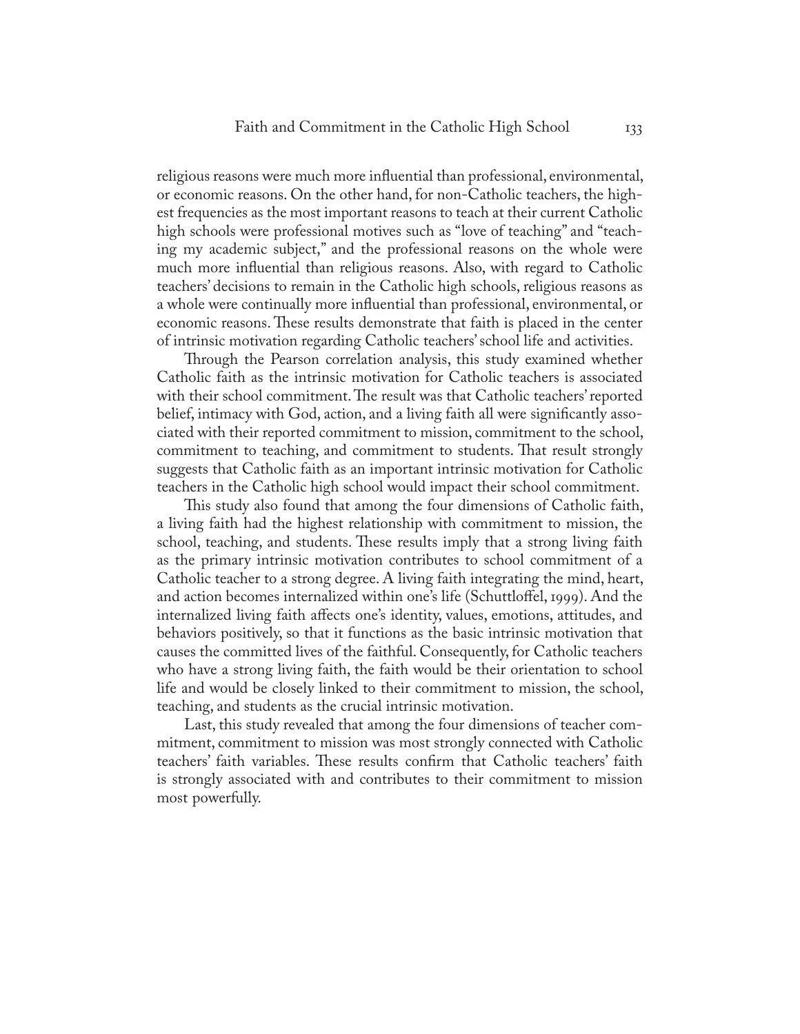religious reasons were much more influential than professional, environmental, or economic reasons. On the other hand, for non-Catholic teachers, the highest frequencies as the most important reasons to teach at their current Catholic high schools were professional motives such as "love of teaching" and "teaching my academic subject," and the professional reasons on the whole were much more influential than religious reasons. Also, with regard to Catholic teachers' decisions to remain in the Catholic high schools, religious reasons as a whole were continually more influential than professional, environmental, or economic reasons. These results demonstrate that faith is placed in the center of intrinsic motivation regarding Catholic teachers' school life and activities.

Through the Pearson correlation analysis, this study examined whether Catholic faith as the intrinsic motivation for Catholic teachers is associated with their school commitment. The result was that Catholic teachers' reported belief, intimacy with God, action, and a living faith all were significantly associated with their reported commitment to mission, commitment to the school, commitment to teaching, and commitment to students. That result strongly suggests that Catholic faith as an important intrinsic motivation for Catholic teachers in the Catholic high school would impact their school commitment.

This study also found that among the four dimensions of Catholic faith, a living faith had the highest relationship with commitment to mission, the school, teaching, and students. These results imply that a strong living faith as the primary intrinsic motivation contributes to school commitment of a Catholic teacher to a strong degree. A living faith integrating the mind, heart, and action becomes internalized within one's life (Schuttloffel, 1999). And the internalized living faith affects one's identity, values, emotions, attitudes, and behaviors positively, so that it functions as the basic intrinsic motivation that causes the committed lives of the faithful. Consequently, for Catholic teachers who have a strong living faith, the faith would be their orientation to school life and would be closely linked to their commitment to mission, the school, teaching, and students as the crucial intrinsic motivation.

Last, this study revealed that among the four dimensions of teacher commitment, commitment to mission was most strongly connected with Catholic teachers' faith variables. These results confirm that Catholic teachers' faith is strongly associated with and contributes to their commitment to mission most powerfully.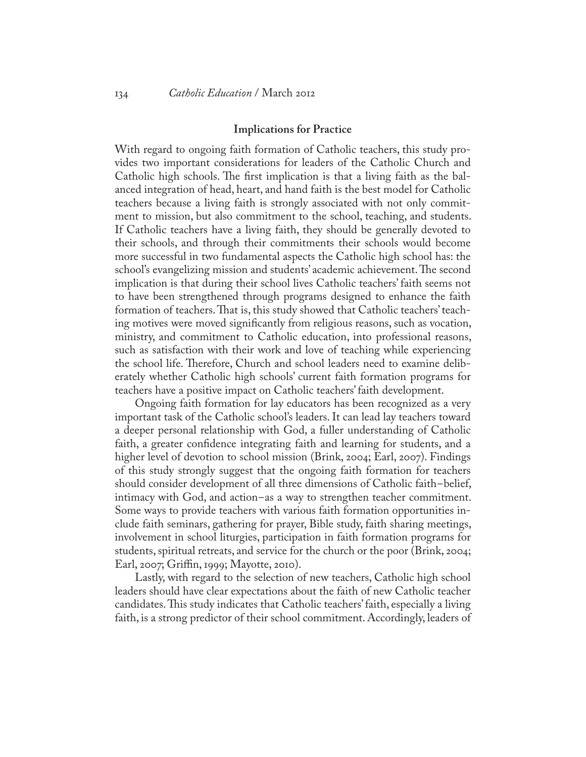## Implications for Practice

With regard to ongoing faith formation of Catholic teachers, this study provides two important considerations for leaders of the Catholic Church and Catholic high schools. The first implication is that a living faith as the balanced integration of head, heart, and hand faith is the best model for Catholic teachers because a living faith is strongly associated with not only commitment to mission, but also commitment to the school, teaching, and students. If Catholic teachers have a living faith, they should be generally devoted to their schools, and through their commitments their schools would become more successful in two fundamental aspects the Catholic high school has: the school's evangelizing mission and students' academic achievement. The second implication is that during their school lives Catholic teachers' faith seems not to have been strengthened through programs designed to enhance the faith formation of teachers. That is, this study showed that Catholic teachers' teaching motives were moved significantly from religious reasons, such as vocation, ministry, and commitment to Catholic education, into professional reasons, such as satisfaction with their work and love of teaching while experiencing the school life. Therefore, Church and school leaders need to examine deliberately whether Catholic high schools' current faith formation programs for teachers have a positive impact on Catholic teachers' faith development.

Ongoing faith formation for lay educators has been recognized as a very important task of the Catholic school's leaders. It can lead lay teachers toward a deeper personal relationship with God, a fuller understanding of Catholic faith, a greater confidence integrating faith and learning for students, and a higher level of devotion to school mission (Brink, 2004; Earl, 2007). Findings of this study strongly suggest that the ongoing faith formation for teachers should consider development of all three dimensions of Catholic faith–belief, intimacy with God, and action–as a way to strengthen teacher commitment. Some ways to provide teachers with various faith formation opportunities include faith seminars, gathering for prayer, Bible study, faith sharing meetings, involvement in school liturgies, participation in faith formation programs for students, spiritual retreats, and service for the church or the poor (Brink, 2004; Earl, 2007; Griffin, 1999; Mayotte, 2010).

Lastly, with regard to the selection of new teachers, Catholic high school leaders should have clear expectations about the faith of new Catholic teacher candidates. This study indicates that Catholic teachers' faith, especially a living faith, is a strong predictor of their school commitment. Accordingly, leaders of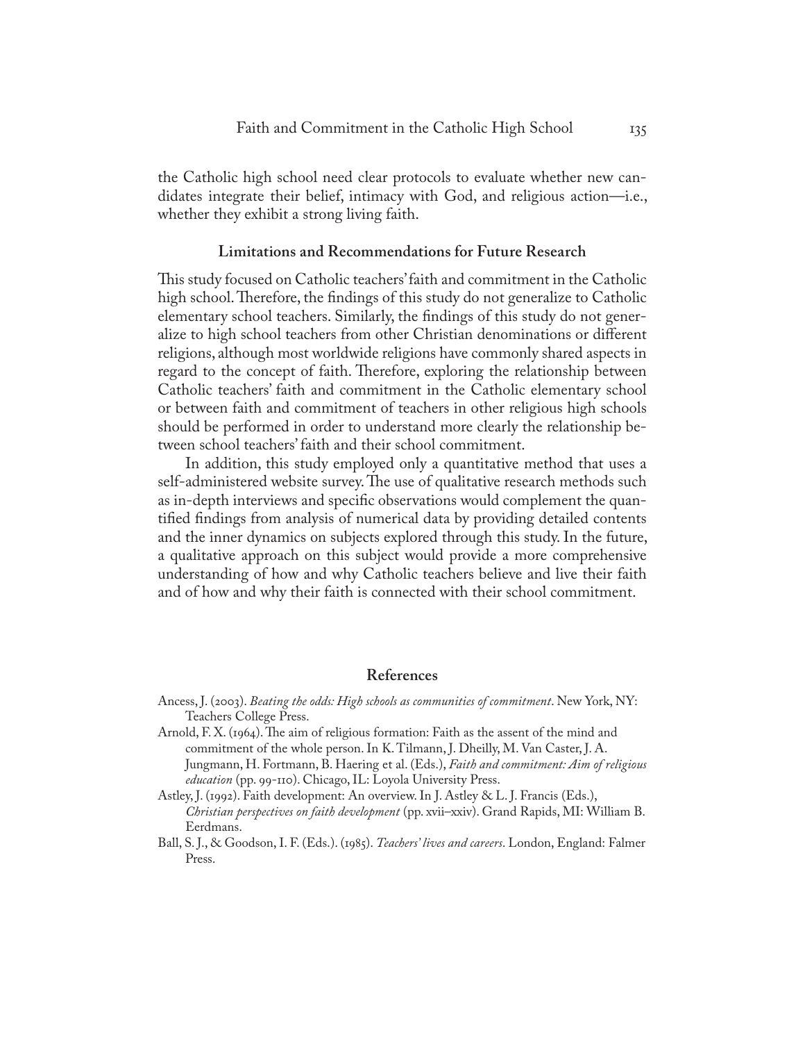the Catholic high school need clear protocols to evaluate whether new candidates integrate their belief, intimacy with God, and religious action—i.e., whether they exhibit a strong living faith.

## Limitations and Recommendations for Future Research

This study focused on Catholic teachers' faith and commitment in the Catholic high school. Therefore, the findings of this study do not generalize to Catholic elementary school teachers. Similarly, the findings of this study do not generalize to high school teachers from other Christian denominations or different religions, although most worldwide religions have commonly shared aspects in regard to the concept of faith. Therefore, exploring the relationship between Catholic teachers' faith and commitment in the Catholic elementary school or between faith and commitment of teachers in other religious high schools should be performed in order to understand more clearly the relationship between school teachers' faith and their school commitment.

In addition, this study employed only a quantitative method that uses a self-administered website survey. The use of qualitative research methods such as in-depth interviews and specific observations would complement the quantified findings from analysis of numerical data by providing detailed contents and the inner dynamics on subjects explored through this study. In the future, a qualitative approach on this subject would provide a more comprehensive understanding of how and why Catholic teachers believe and live their faith and of how and why their faith is connected with their school commitment.

## References

Ancess, J. (2003). *Beating the odds: High schools as communities of commitment*. New York, NY: Teachers College Press.

Arnold, F. X. (1964). The aim of religious formation: Faith as the assent of the mind and commitment of the whole person. In K. Tilmann, J. Dheilly, M. Van Caster, J. A. Jungmann, H. Fortmann, B. Haering et al. (Eds.), *Faith and commitment: Aim of religious education* (pp. 99-110). Chicago, IL: Loyola University Press.

Astley, J. (1992). Faith development: An overview. In J. Astley & L. J. Francis (Eds.), *Christian perspectives on faith development* (pp. xvii–xxiv). Grand Rapids, MI: William B. Eerdmans.

Ball, S. J., & Goodson, I. F. (Eds.). (1985). *Teachers' lives and careers*. London, England: Falmer Press.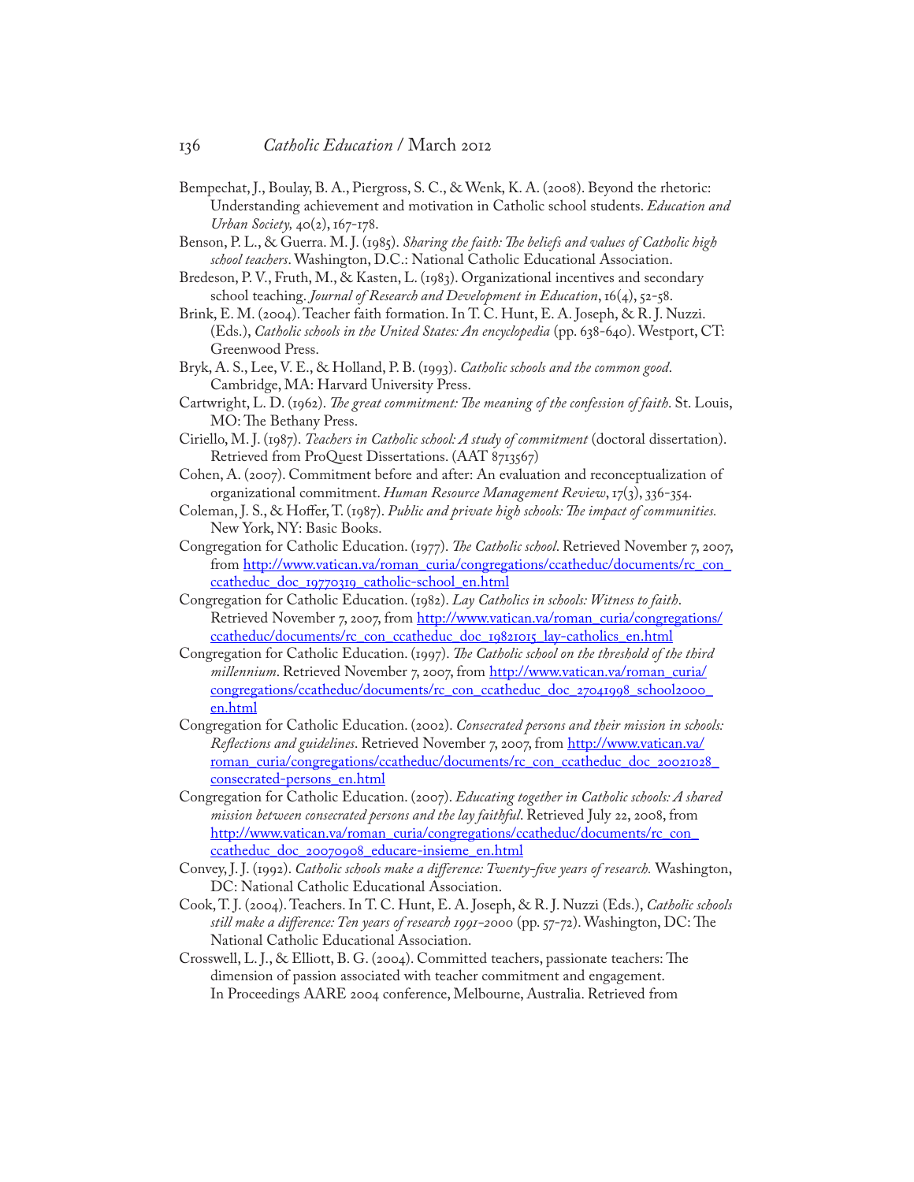Bempechat, J., Boulay, B. A., Piergross, S. C., & Wenk, K. A. (2008). Beyond the rhetoric: Understanding achievement and motivation in Catholic school students. *Education and Urban Society,* 40(2), 167-178.

Benson, P. L., & Guerra. M. J. (1985). *Sharing the faith: The beliefs and values of Catholic high school teachers*. Washington, D.C.: National Catholic Educational Association.

Bredeson, P. V., Fruth, M., & Kasten, L. (1983). Organizational incentives and secondary school teaching. *Journal of Research and Development in Education*, 16(4), 52-58.

Brink, E. M. (2004). Teacher faith formation. In T. C. Hunt, E. A. Joseph, & R. J. Nuzzi. (Eds.), *Catholic schools in the United States: An encyclopedia* (pp. 638-640). Westport, CT: Greenwood Press.

Bryk, A. S., Lee, V. E., & Holland, P. B. (1993). *Catholic schools and the common good*. Cambridge, MA: Harvard University Press.

Cartwright, L. D. (1962). *The great commitment: The meaning of the confession of faith*. St. Louis, MO: The Bethany Press.

Ciriello, M. J. (1987). *Teachers in Catholic school: A study of commitment* (doctoral dissertation). Retrieved from ProQuest Dissertations. (AAT 8713567)

Cohen, A. (2007). Commitment before and after: An evaluation and reconceptualization of organizational commitment. *Human Resource Management Review*, 17(3), 336-354.

Coleman, J. S., & Hoffer, T. (1987). *Public and private high schools: The impact of communities.* New York, NY: Basic Books.

Congregation for Catholic Education. (1977). *The Catholic school*. Retrieved November 7, 2007, from http://www.vatican.va/roman_curia/congregations/ccatheduc/documents/rc_con_ccatheduc_doc_19770319_catholic-school_en.html

Congregation for Catholic Education. (1982). *Lay Catholics in schools: Witness to faith*. Retrieved November 7, 2007, from http://www.vatican.va/roman_curia/congregations/ccatheduc/documents/rc_con_ccatheduc_doc_19821015_lay-catholics_en.html

Congregation for Catholic Education. (1997). *The Catholic school on the threshold of the third millennium*. Retrieved November 7, 2007, from http://www.vatican.va/roman_curia/congregations/ccatheduc/documents/rc_con_ccatheduc_doc_27041998_school2000_en.html

Congregation for Catholic Education. (2002). *Consecrated persons and their mission in schools: Reflections and guidelines*. Retrieved November 7, 2007, from http://www.vatican.va/roman_curia/congregations/ccatheduc/documents/rc_con_ccatheduc_doc_20021028_consecrated-persons_en.html

Congregation for Catholic Education. (2007). *Educating together in Catholic schools: A shared mission between consecrated persons and the lay faithful*. Retrieved July 22, 2008, from http://www.vatican.va/roman_curia/congregations/ccatheduc/documents/rc_con_ccatheduc_doc_20070908_educare-insieme_en.html

Convey, J. J. (1992). *Catholic schools make a difference: Twenty-five years of research.* Washington, DC: National Catholic Educational Association.

Cook, T. J. (2004). Teachers. In T. C. Hunt, E. A. Joseph, & R. J. Nuzzi (Eds.), *Catholic schools still make a difference: Ten years of research 1991-2000* (pp. 57-72). Washington, DC: The National Catholic Educational Association.

Crosswell, L. J., & Elliott, B. G. (2004). Committed teachers, passionate teachers: The dimension of passion associated with teacher commitment and engagement. In Proceedings AARE 2004 conference, Melbourne, Australia. Retrieved from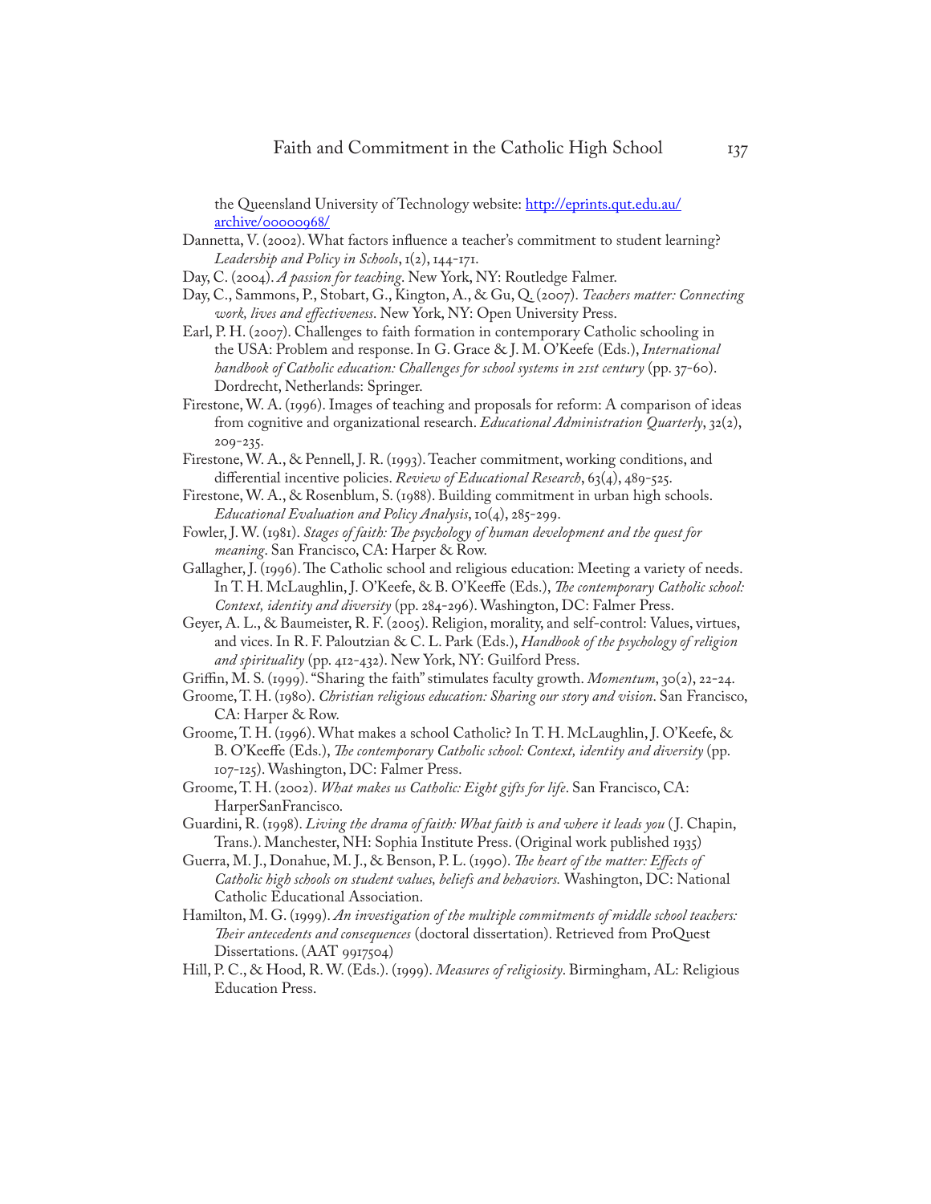the Queensland University of Technology website: [http://eprints.qut.edu.au/archive/00000968/](http://eprints.qut.edu.au/archive/00000968/)

Dannetta, V. (2002). What factors influence a teacher's commitment to student learning? *Leadership and Policy in Schools*, 1(2), 144-171.

Day, C. (2004). *A passion for teaching*. New York, NY: Routledge Falmer.

Day, C., Sammons, P., Stobart, G., Kington, A., & Gu, Q. (2007). *Teachers matter: Connecting work, lives and effectiveness*. New York, NY: Open University Press.

Earl, P. H. (2007). Challenges to faith formation in contemporary Catholic schooling in the USA: Problem and response. In G. Grace & J. M. O'Keefe (Eds.), *International handbook of Catholic education: Challenges for school systems in 21st century* (pp. 37-60). Dordrecht, Netherlands: Springer.

Firestone, W. A. (1996). Images of teaching and proposals for reform: A comparison of ideas from cognitive and organizational research. *Educational Administration Quarterly*, 32(2), 209-235.

Firestone, W. A., & Pennell, J. R. (1993). Teacher commitment, working conditions, and differential incentive policies. *Review of Educational Research*, 63(4), 489-525.

Firestone, W. A., & Rosenblum, S. (1988). Building commitment in urban high schools. *Educational Evaluation and Policy Analysis*, 10(4), 285-299.

Fowler, J. W. (1981). *Stages of faith: The psychology of human development and the quest for meaning*. San Francisco, CA: Harper & Row.

Gallagher, J. (1996). The Catholic school and religious education: Meeting a variety of needs. In T. H. McLaughlin, J. O'Keefe, & B. O'Keeffe (Eds.), *The contemporary Catholic school: Context, identity and diversity* (pp. 284-296). Washington, DC: Falmer Press.

Geyer, A. L., & Baumeister, R. F. (2005). Religion, morality, and self-control: Values, virtues, and vices. In R. F. Paloutzian & C. L. Park (Eds.), *Handbook of the psychology of religion and spirituality* (pp. 412-432). New York, NY: Guilford Press.

Griffin, M. S. (1999). "Sharing the faith" stimulates faculty growth. *Momentum*, 30(2), 22-24.

Groome, T. H. (1980). *Christian religious education: Sharing our story and vision*. San Francisco, CA: Harper & Row.

Groome, T. H. (1996). What makes a school Catholic? In T. H. McLaughlin, J. O'Keefe, & B. O'Keeffe (Eds.), *The contemporary Catholic school: Context, identity and diversity* (pp. 107-125). Washington, DC: Falmer Press.

Groome, T. H. (2002). *What makes us Catholic: Eight gifts for life*. San Francisco, CA: HarperSanFrancisco.

Guardini, R. (1998). *Living the drama of faith: What faith is and where it leads you* (J. Chapin, Trans.). Manchester, NH: Sophia Institute Press. (Original work published 1935)

Guerra, M. J., Donahue, M. J., & Benson, P. L. (1990). *The heart of the matter: Effects of Catholic high schools on student values, beliefs and behaviors.* Washington, DC: National Catholic Educational Association.

Hamilton, M. G. (1999). *An investigation of the multiple commitments of middle school teachers: Their antecedents and consequences* (doctoral dissertation). Retrieved from ProQuest Dissertations. (AAT 9917504)

Hill, P. C., & Hood, R. W. (Eds.). (1999). *Measures of religiosity*. Birmingham, AL: Religious Education Press.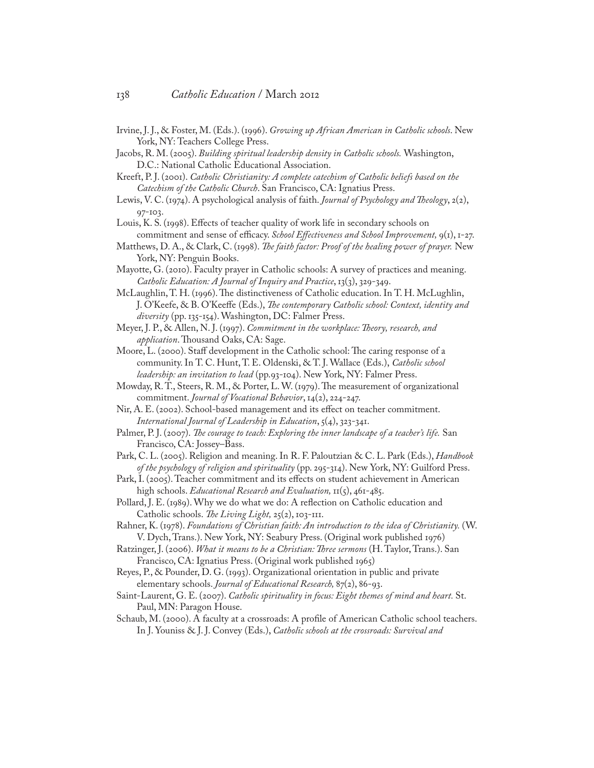Irvine, J. J., & Foster, M. (Eds.). (1996). *Growing up African American in Catholic schools*. New York, NY: Teachers College Press.

Jacobs, R. M. (2005). *Building spiritual leadership density in Catholic schools.* Washington, D.C.: National Catholic Educational Association.

Kreeft, P. J. (2001). *Catholic Christianity: A complete catechism of Catholic beliefs based on the Catechism of the Catholic Church*. San Francisco, CA: Ignatius Press.

Lewis, V. C. (1974). A psychological analysis of faith. *Journal of Psychology and Theology*, 2(2), 97-103.

Louis, K. S. (1998). Effects of teacher quality of work life in secondary schools on commitment and sense of efficacy. *School Effectiveness and School Improvement,* 9(1), 1-27.

Matthews, D. A., & Clark, C. (1998). *The faith factor: Proof of the healing power of prayer.* New York, NY: Penguin Books.

Mayotte, G. (2010). Faculty prayer in Catholic schools: A survey of practices and meaning. *Catholic Education: A Journal of Inquiry and Practice*, 13(3), 329-349.

McLaughlin, T. H. (1996). The distinctiveness of Catholic education. In T. H. McLughlin, J. O'Keefe, & B. O'Keeffe (Eds.), *The contemporary Catholic school: Context, identity and diversity* (pp. 135-154). Washington, DC: Falmer Press.

Meyer, J. P., & Allen, N. J. (1997). *Commitment in the workplace: Theory, research, and application*. Thousand Oaks, CA: Sage.

Moore, L. (2000). Staff development in the Catholic school: The caring response of a community. In T. C. Hunt, T. E. Oldenski, & T. J. Wallace (Eds.), *Catholic school leadership: an invitation to lead* (pp.93-104). New York, NY: Falmer Press.

Mowday, R. T., Steers, R. M., & Porter, L. W. (1979). The measurement of organizational commitment. *Journal of Vocational Behavior*, 14(2), 224-247.

Nir, A. E. (2002). School-based management and its effect on teacher commitment. *International Journal of Leadership in Education*, 5(4), 323-341.

Palmer, P. J. (2007). *The courage to teach: Exploring the inner landscape of a teacher's life.* San Francisco, CA: Jossey–Bass.

Park, C. L. (2005). Religion and meaning. In R. F. Paloutzian & C. L. Park (Eds.), *Handbook of the psychology of religion and spirituality* (pp. 295-314). New York, NY: Guilford Press.

Park, I. (2005). Teacher commitment and its effects on student achievement in American high schools. *Educational Research and Evaluation,* 11(5), 461-485.

Pollard, J. E. (1989). Why we do what we do: A reflection on Catholic education and Catholic schools. *The Living Light,* 25(2), 103-111.

Rahner, K. (1978). *Foundations of Christian faith: An introduction to the idea of Christianity.* (W. V. Dych, Trans.). New York, NY: Seabury Press. (Original work published 1976)

Ratzinger, J. (2006). *What it means to be a Christian: Three sermons* (H. Taylor, Trans.). San Francisco, CA: Ignatius Press. (Original work published 1965)

Reyes, P., & Pounder, D. G. (1993). Organizational orientation in public and private elementary schools. *Journal of Educational Research,* 87(2), 86-93.

Saint-Laurent, G. E. (2007). *Catholic spirituality in focus: Eight themes of mind and heart.* St. Paul, MN: Paragon House.

Schaub, M. (2000). A faculty at a crossroads: A profile of American Catholic school teachers. In J. Youniss & J. J. Convey (Eds.), *Catholic schools at the crossroads: Survival and*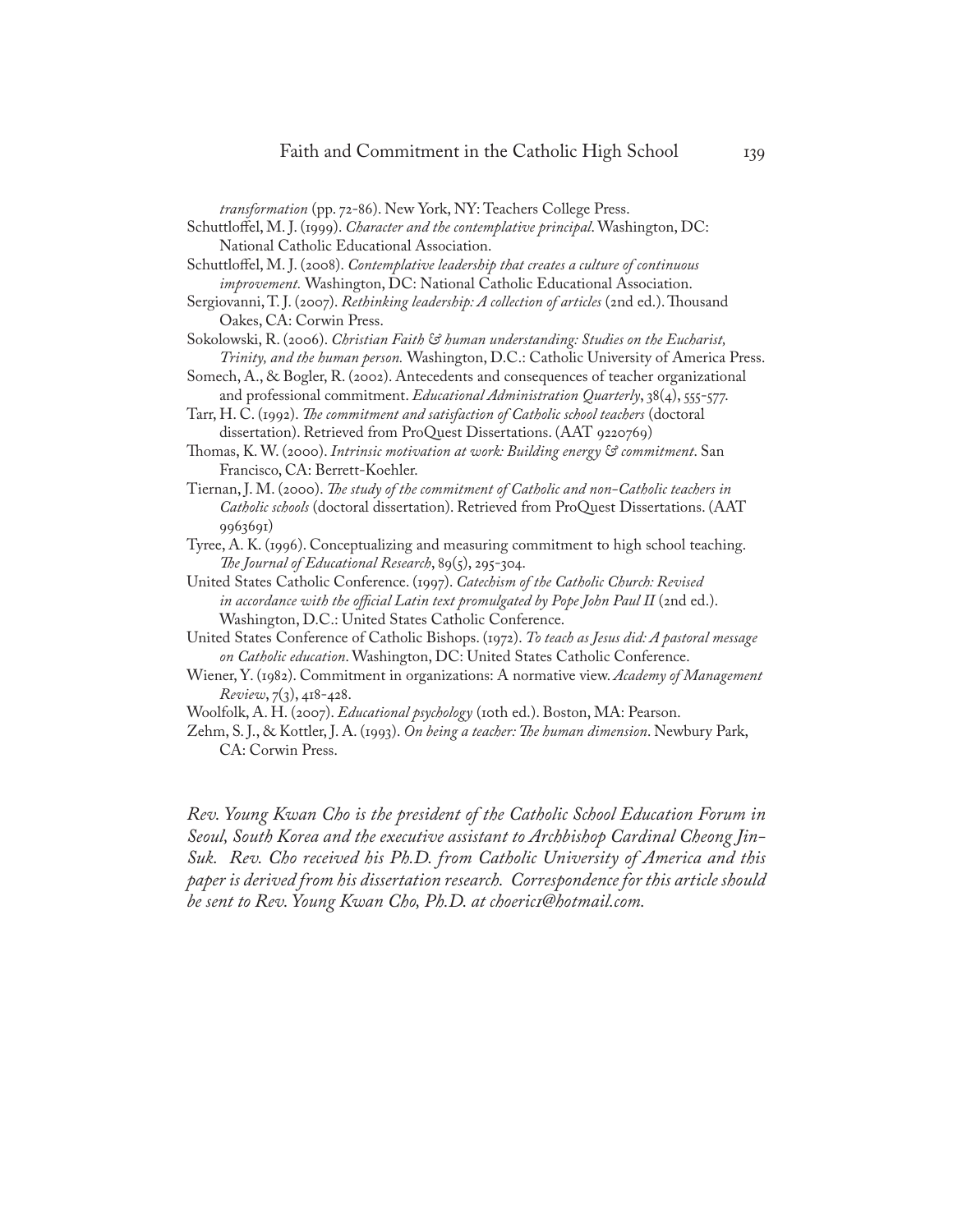*transformation* (pp. 72-86). New York, NY: Teachers College Press.

Schuttloffel, M. J. (1999). *Character and the contemplative principal*. Washington, DC: National Catholic Educational Association.

Schuttloffel, M. J. (2008). *Contemplative leadership that creates a culture of continuous improvement.* Washington, DC: National Catholic Educational Association.

Sergiovanni, T. J. (2007). *Rethinking leadership: A collection of articles* (2nd ed.). Thousand Oakes, CA: Corwin Press.

Sokolowski, R. (2006). *Christian Faith & human understanding: Studies on the Eucharist, Trinity, and the human person.* Washington, D.C.: Catholic University of America Press.

Somech, A., & Bogler, R. (2002). Antecedents and consequences of teacher organizational and professional commitment. *Educational Administration Quarterly*, 38(4), 555-577.

Tarr, H. C. (1992). *The commitment and satisfaction of Catholic school teachers* (doctoral dissertation). Retrieved from ProQuest Dissertations. (AAT 9220769)

Thomas, K. W. (2000). *Intrinsic motivation at work: Building energy & commitment*. San Francisco, CA: Berrett-Koehler.

Tiernan, J. M. (2000). *The study of the commitment of Catholic and non-Catholic teachers in Catholic schools* (doctoral dissertation). Retrieved from ProQuest Dissertations. (AAT 9963691)

Tyree, A. K. (1996). Conceptualizing and measuring commitment to high school teaching. *The Journal of Educational Research*, 89(5), 295-304.

United States Catholic Conference. (1997). *Catechism of the Catholic Church: Revised in accordance with the official Latin text promulgated by Pope John Paul II* (2nd ed.). Washington, D.C.: United States Catholic Conference.

United States Conference of Catholic Bishops. (1972). *To teach as Jesus did: A pastoral message on Catholic education*. Washington, DC: United States Catholic Conference.

Wiener, Y. (1982). Commitment in organizations: A normative view. *Academy of Management Review*, 7(3), 418-428.

Woolfolk, A. H. (2007). *Educational psychology* (10th ed.). Boston, MA: Pearson.

Zehm, S. J., & Kottler, J. A. (1993). *On being a teacher: The human dimension*. Newbury Park, CA: Corwin Press.

*Rev. Young Kwan Cho is the president of the Catholic School Education Forum in Seoul, South Korea and the executive assistant to Archbishop Cardinal Cheong Jin-Suk. Rev. Cho received his Ph.D. from Catholic University of America and this paper is derived from his dissertation research. Correspondence for this article should be sent to Rev. Young Kwan Cho, Ph.D. at choeric1@hotmail.com.*